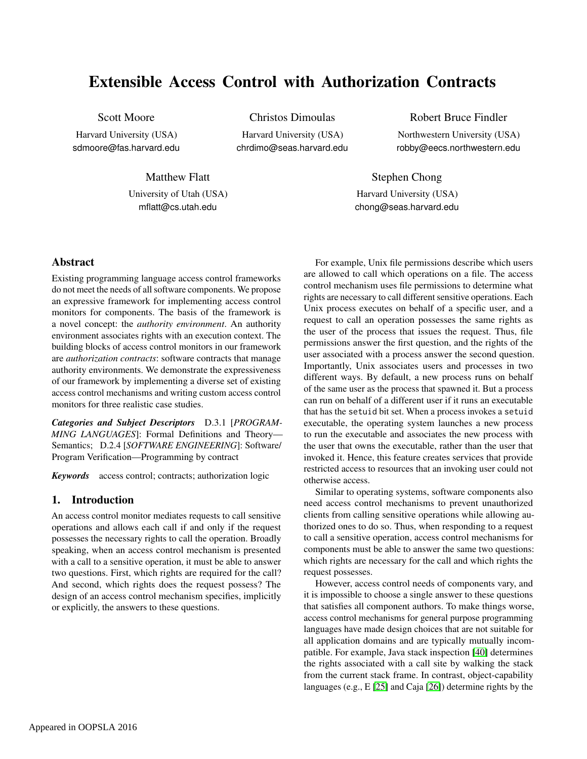# Extensible Access Control with Authorization Contracts

Scott Moore
Harvard University (USA)
sdmoore@fas.harvard.edu

Christos Dimoulas
Harvard University (USA)
chrdimo@seas.harvard.edu

Robert Bruce Findler
Northwestern University (USA)
robby@eecs.northwestern.edu

Matthew Flatt
University of Utah (USA)
mflatt@cs.utah.edu

Stephen Chong
Harvard University (USA)
chong@seas.harvard.edu

## Abstract

Existing programming language access control frameworks do not meet the needs of all software components. We propose an expressive framework for implementing access control monitors for components. The basis of the framework is a novel concept: the *authority environment*. An authority environment associates rights with an execution context. The building blocks of access control monitors in our framework are *authorization contracts*: software contracts that manage authority environments. We demonstrate the expressiveness of our framework by implementing a diverse set of existing access control mechanisms and writing custom access control monitors for three realistic case studies.

***Categories and Subject Descriptors*** D.3.1 [*PROGRAMMING LANGUAGES*]: Formal Definitions and Theory—Semantics; D.2.4 [*SOFTWARE ENGINEERING*]: Software/Program Verification—Programming by contract

***Keywords*** access control; contracts; authorization logic

## 1. Introduction

An access control monitor mediates requests to call sensitive operations and allows each call if and only if the request possesses the necessary rights to call the operation. Broadly speaking, when an access control mechanism is presented with a call to a sensitive operation, it must be able to answer two questions. First, which rights are required for the call? And second, which rights does the request possess? The design of an access control mechanism specifies, implicitly or explicitly, the answers to these questions.

For example, Unix file permissions describe which users are allowed to call which operations on a file. The access control mechanism uses file permissions to determine what rights are necessary to call different sensitive operations. Each Unix process executes on behalf of a specific user, and a request to call an operation possesses the same rights as the user of the process that issues the request. Thus, file permissions answer the first question, and the rights of the user associated with a process answer the second question. Importantly, Unix associates users and processes in two different ways. By default, a new process runs on behalf of the same user as the process that spawned it. But a process can run on behalf of a different user if it runs an executable that has the `setuid` bit set. When a process invokes a `setuid` executable, the operating system launches a new process to run the executable and associates the new process with the user that owns the executable, rather than the user that invoked it. Hence, this feature creates services that provide restricted access to resources that an invoking user could not otherwise access.

Similar to operating systems, software components also need access control mechanisms to prevent unauthorized clients from calling sensitive operations while allowing authorized ones to do so. Thus, when responding to a request to call a sensitive operation, access control mechanisms for components must be able to answer the same two questions: which rights are necessary for the call and which rights the request possesses.

However, access control needs of components vary, and it is impossible to choose a single answer to these questions that satisfies all component authors. To make things worse, access control mechanisms for general purpose programming languages have made design choices that are not suitable for all application domains and are typically mutually incompatible. For example, Java stack inspection [40] determines the rights associated with a call site by walking the stack from the current stack frame. In contrast, object-capability languages (e.g., E [25] and Caja [26]) determine rights by the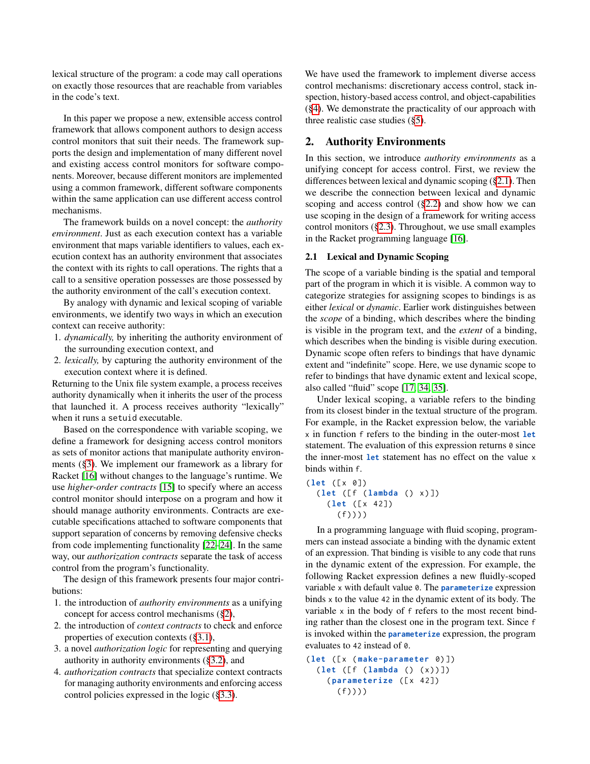lexical structure of the program: a code may call operations on exactly those resources that are reachable from variables in the code's text.

In this paper we propose a new, extensible access control framework that allows component authors to design access control monitors that suit their needs. The framework supports the design and implementation of many different novel and existing access control monitors for software components. Moreover, because different monitors are implemented using a common framework, different software components within the same application can use different access control mechanisms.

The framework builds on a novel concept: the *authority environment*. Just as each execution context has a variable environment that maps variable identifiers to values, each execution context has an authority environment that associates the context with its rights to call operations. The rights that a call to a sensitive operation possesses are those possessed by the authority environment of the call's execution context.

By analogy with dynamic and lexical scoping of variable environments, we identify two ways in which an execution context can receive authority:

1. *dynamically,* by inheriting the authority environment of the surrounding execution context, and
2. *lexically,* by capturing the authority environment of the execution context where it is defined.

Returning to the Unix file system example, a process receives authority dynamically when it inherits the user of the process that launched it. A process receives authority "lexically" when it runs a `setuid` executable.

Based on the correspondence with variable scoping, we define a framework for designing access control monitors as sets of monitor actions that manipulate authority environments (§3). We implement our framework as a library for Racket [16] without changes to the language's runtime. We use *higher-order contracts* [15] to specify where an access control monitor should interpose on a program and how it should manage authority environments. Contracts are executable specifications attached to software components that support separation of concerns by removing defensive checks from code implementing functionality [22–24]. In the same way, our *authorization contracts* separate the task of access control from the program's functionality.

The design of this framework presents four major contributions:

1. the introduction of *authority environments* as a unifying concept for access control mechanisms (§2),
2. the introduction of *context contracts* to check and enforce properties of execution contexts (§3.1),
3. a novel *authorization logic* for representing and querying authority in authority environments (§3.2), and
4. *authorization contracts* that specialize context contracts for managing authority environments and enforcing access control policies expressed in the logic (§3.3).

We have used the framework to implement diverse access control mechanisms: discretionary access control, stack inspection, history-based access control, and object-capabilities (§4). We demonstrate the practicality of our approach with three realistic case studies (§5).

## 2. Authority Environments

In this section, we introduce *authority environments* as a unifying concept for access control. First, we review the differences between lexical and dynamic scoping (§2.1). Then we describe the connection between lexical and dynamic scoping and access control (§2.2) and show how we can use scoping in the design of a framework for writing access control monitors (§2.3). Throughout, we use small examples in the Racket programming language [16].

### 2.1 Lexical and Dynamic Scoping

The scope of a variable binding is the spatial and temporal part of the program in which it is visible. A common way to categorize strategies for assigning scopes to bindings is as either *lexical* or *dynamic*. Earlier work distinguishes between the *scope* of a binding, which describes where the binding is visible in the program text, and the *extent* of a binding, which describes when the binding is visible during execution. Dynamic scope often refers to bindings that have dynamic extent and "indefinite" scope. Here, we use dynamic scope to refer to bindings that have dynamic extent and lexical scope, also called "fluid" scope [17, 34, 35].

Under lexical scoping, a variable refers to the binding from its closest binder in the textual structure of the program. For example, in the Racket expression below, the variable `x` in function `f` refers to the binding in the outer-most `let` statement. The evaluation of this expression returns `0` since the inner-most `let` statement has no effect on the value `x` binds within `f`.

```
(let ([x 0])
  (let ([f (lambda () x)])
    (let ([x 42])
      (f))))
```

In a programming language with fluid scoping, programmers can instead associate a binding with the dynamic extent of an expression. That binding is visible to any code that runs in the dynamic extent of the expression. For example, the following Racket expression defines a new fluidly-scoped variable `x` with default value `0`. The `parameterize` expression binds `x` to the value `42` in the dynamic extent of its body. The variable `x` in the body of `f` refers to the most recent binding rather than the closest one in the program text. Since `f` is invoked within the `parameterize` expression, the program evaluates to `42` instead of `0`.

```
(let ([x (make-parameter 0)])
  (let ([f (lambda () (x))])
    (parameterize ([x 42])
      (f))))
```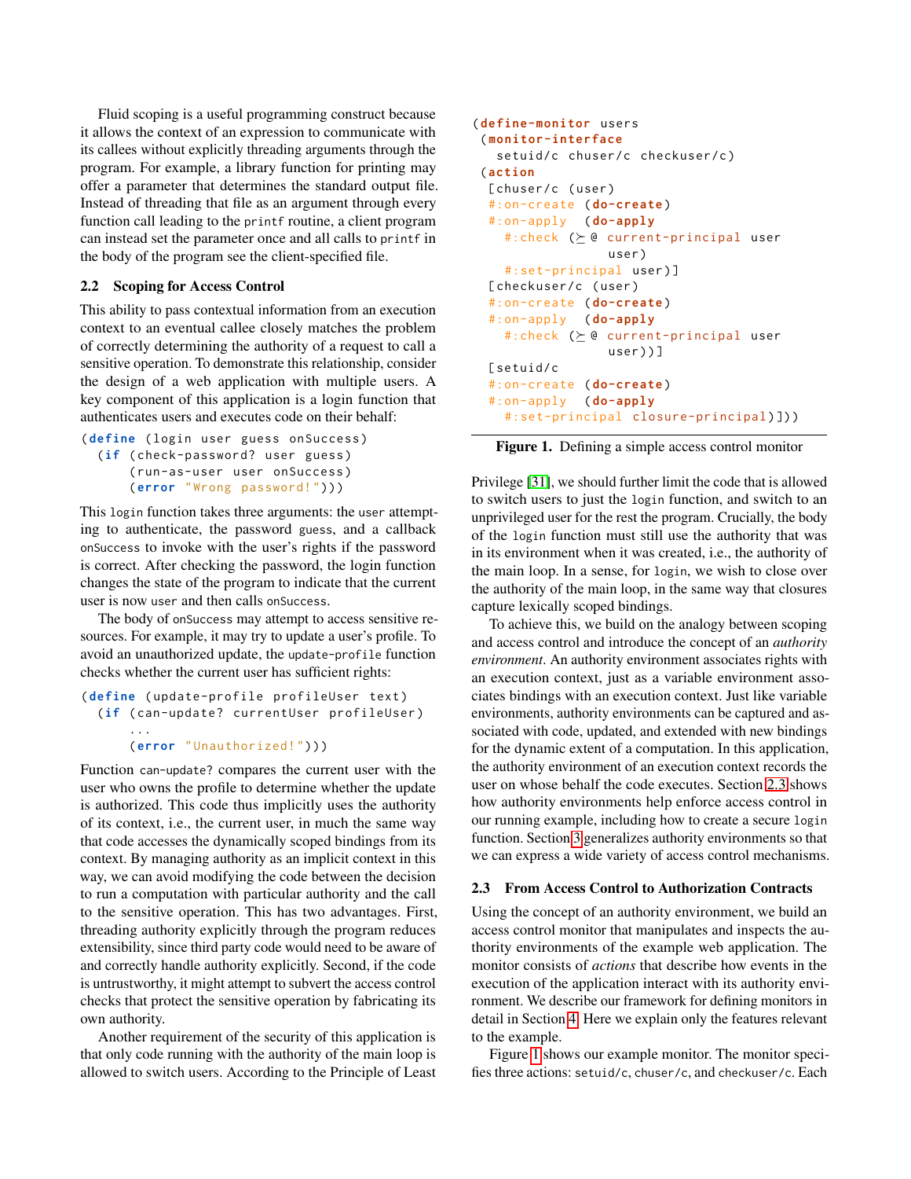Fluid scoping is a useful programming construct because it allows the context of an expression to communicate with its callees without explicitly threading arguments through the program. For example, a library function for printing may offer a parameter that determines the standard output file. Instead of threading that file as an argument through every function call leading to the `printf` routine, a client program can instead set the parameter once and all calls to `printf` in the body of the program see the client-specified file.

### 2.2 Scoping for Access Control

This ability to pass contextual information from an execution context to an eventual callee closely matches the problem of correctly determining the authority of a request to call a sensitive operation. To demonstrate this relationship, consider the design of a web application with multiple users. A key component of this application is a login function that authenticates users and executes code on their behalf:

```
(define (login user guess onSuccess)
  (if (check-password? user guess)
      (run-as-user user onSuccess)
      (error "Wrong password!")))
```

This `login` function takes three arguments: the `user` attempting to authenticate, the password `guess`, and a callback `onSuccess` to invoke with the user's rights if the password is correct. After checking the password, the login function changes the state of the program to indicate that the current user is now `user` and then calls `onSuccess`.

The body of `onSuccess` may attempt to access sensitive resources. For example, it may try to update a user's profile. To avoid an unauthorized update, the `update-profile` function checks whether the current user has sufficient rights:

```
(define (update-profile profileUser text)
  (if (can-update? currentUser profileUser)
      ...
      (error "Unauthorized!")))
```

Function `can-update?` compares the current user with the user who owns the profile to determine whether the update is authorized. This code thus implicitly uses the authority of its context, i.e., the current user, in much the same way that code accesses the dynamically scoped bindings from its context. By managing authority as an implicit context in this way, we can avoid modifying the code between the decision to run a computation with particular authority and the call to the sensitive operation. This has two advantages. First, threading authority explicitly through the program reduces extensibility, since third party code would need to be aware of and correctly handle authority explicitly. Second, if the code is untrustworthy, it might attempt to subvert the access control checks that protect the sensitive operation by fabricating its own authority.

Another requirement of the security of this application is that only code running with the authority of the main loop is allowed to switch users. According to the Principle of Least Privilege [31], we should further limit the code that is allowed to switch users to just the `login` function, and switch to an unprivileged user for the rest the program. Crucially, the body of the `login` function must still use the authority that was in its environment when it was created, i.e., the authority of the main loop. In a sense, for `login`, we wish to close over the authority of the main loop, in the same way that closures capture lexically scoped bindings.

To achieve this, we build on the analogy between scoping and access control and introduce the concept of an *authority environment*. An authority environment associates rights with an execution context, just as a variable environment associates bindings with an execution context. Just like variable environments, authority environments can be captured and associated with code, updated, and extended with new bindings for the dynamic extent of a computation. In this application, the authority environment of an execution context records the user on whose behalf the code executes. Section 2.3 shows how authority environments help enforce access control in our running example, including how to create a secure `login` function. Section 3 generalizes authority environments so that we can express a wide variety of access control mechanisms.

```
(define-monitor users
 (monitor-interface
   setuid/c chuser/c checkuser/c)
 (action
  [chuser/c (user)
  #:on-create (do-create)
  #:on-apply  (do-apply
    #:check (≽@ current-principal user
                   user)
    #:set-principal user)]
  [checkuser/c (user)
  #:on-create (do-create)
  #:on-apply  (do-apply
    #:check (≽@ current-principal user
                   user))]
  [setuid/c
  #:on-create (do-create)
  #:on-apply  (do-apply
    #:set-principal closure-principal)]))
```

**Figure 1.** Defining a simple access control monitor

### 2.3 From Access Control to Authorization Contracts

Using the concept of an authority environment, we build an access control monitor that manipulates and inspects the authority environments of the example web application. The monitor consists of *actions* that describe how events in the execution of the application interact with its authority environment. We describe our framework for defining monitors in detail in Section 4. Here we explain only the features relevant to the example.

Figure 1 shows our example monitor. The monitor specifies three actions: `setuid/c`, `chuser/c`, and `checkuser/c`. Each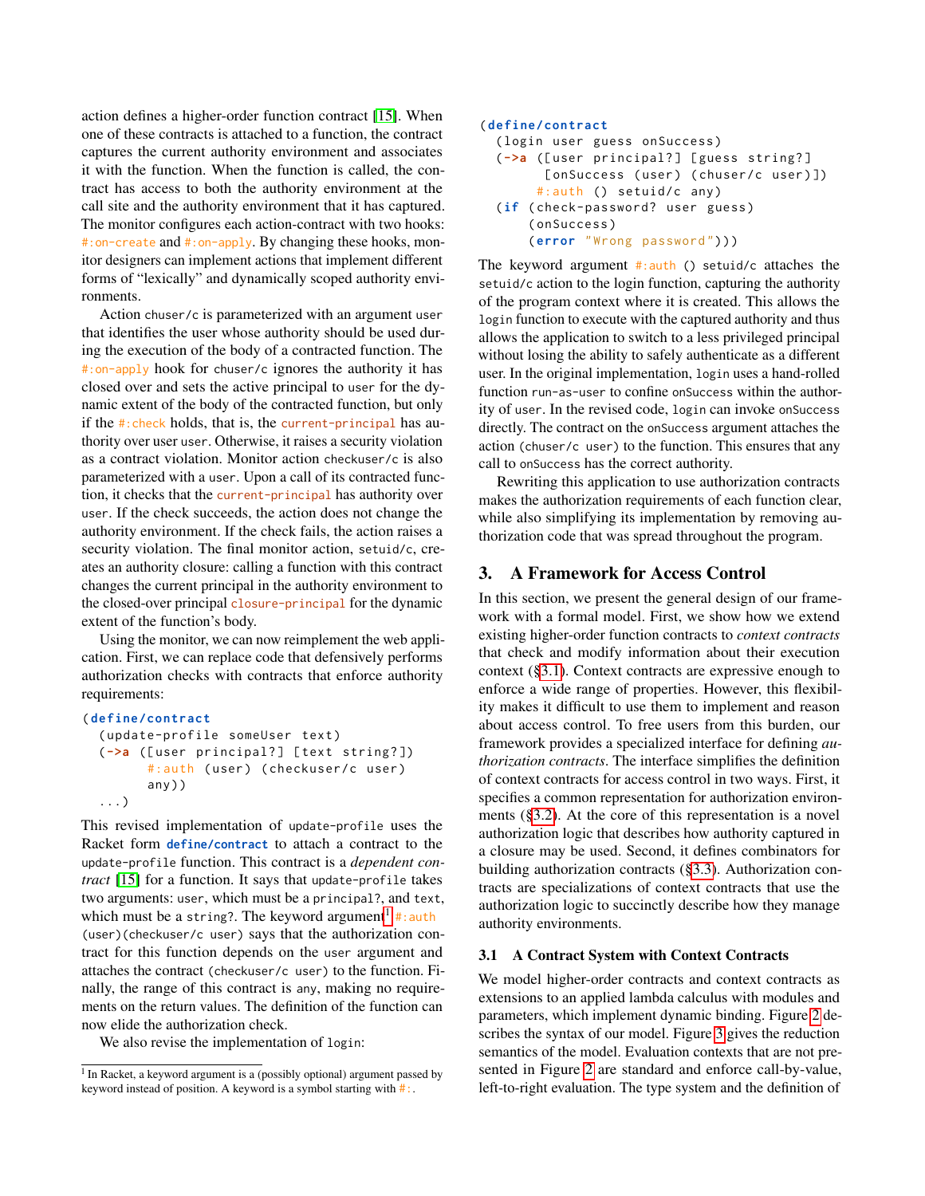action defines a higher-order function contract [15]. When one of these contracts is attached to a function, the contract captures the current authority environment and associates it with the function. When the function is called, the contract has access to both the authority environment at the call site and the authority environment that it has captured. The monitor configures each action-contract with two hooks: `#:on-create` and `#:on-apply`. By changing these hooks, monitor designers can implement actions that implement different forms of "lexically" and dynamically scoped authority environments.

Action `chuser/c` is parameterized with an argument `user` that identifies the user whose authority should be used during the execution of the body of a contracted function. The `#:on-apply` hook for `chuser/c` ignores the authority it has closed over and sets the active principal to `user` for the dynamic extent of the body of the contracted function, but only if the `#:check` holds, that is, the `current-principal` has authority over user `user`. Otherwise, it raises a security violation as a contract violation. Monitor action `checkuser/c` is also parameterized with a `user`. Upon a call of its contracted function, it checks that the `current-principal` has authority over `user`. If the check succeeds, the action does not change the authority environment. If the check fails, the action raises a security violation. The final monitor action, `setuid/c`, creates an authority closure: calling a function with this contract changes the current principal in the authority environment to the closed-over principal `closure-principal` for the dynamic extent of the function's body.

Using the monitor, we can now reimplement the web application. First, we can replace code that defensively performs authorization checks with contracts that enforce authority requirements:

```
(define/contract
  (update-profile someUser text)
  (->a ([user principal?] [text string?])
       #:auth (user) (checkuser/c user)
       any))
  ...)
```

This revised implementation of `update-profile` uses the Racket form **`define/contract`** to attach a contract to the `update-profile` function. This contract is a *dependent contract* [15] for a function. It says that `update-profile` takes two arguments: `user`, which must be a `principal?`, and `text`, which must be a `string?`. The keyword argument[1] `#:auth (user)(checkuser/c user)` says that the authorization contract for this function depends on the `user` argument and attaches the contract `(checkuser/c user)` to the function. Finally, the range of this contract is `any`, making no requirements on the return values. The definition of the function can now elide the authorization check.

We also revise the implementation of `login`:

```
(define/contract
  (login user guess onSuccess)
  (->a ([user principal?] [guess string?]
        [onSuccess (user) (chuser/c user)])
       #:auth () setuid/c any)
  (if (check-password? user guess)
      (onSuccess)
      (error "Wrong password")))
```

The keyword argument `#:auth () setuid/c` attaches the `setuid/c` action to the login function, capturing the authority of the program context where it is created. This allows the `login` function to execute with the captured authority and thus allows the application to switch to a less privileged principal without losing the ability to safely authenticate as a different user. In the original implementation, `login` uses a hand-rolled function `run-as-user` to confine `onSuccess` within the authority of `user`. In the revised code, `login` can invoke `onSuccess` directly. The contract on the `onSuccess` argument attaches the action `(chuser/c user)` to the function. This ensures that any call to `onSuccess` has the correct authority.

Rewriting this application to use authorization contracts makes the authorization requirements of each function clear, while also simplifying its implementation by removing authorization code that was spread throughout the program.

[1] In Racket, a keyword argument is a (possibly optional) argument passed by keyword instead of position. A keyword is a symbol starting with `#:`.

## 3. A Framework for Access Control

In this section, we present the general design of our framework with a formal model. First, we show how we extend existing higher-order function contracts to *context contracts* that check and modify information about their execution context (§3.1). Context contracts are expressive enough to enforce a wide range of properties. However, this flexibility makes it difficult to use them to implement and reason about access control. To free users from this burden, our framework provides a specialized interface for defining *authorization contracts*. The interface simplifies the definition of context contracts for access control in two ways. First, it specifies a common representation for authorization environments (§3.2). At the core of this representation is a novel authorization logic that describes how authority captured in a closure may be used. Second, it defines combinators for building authorization contracts (§3.3). Authorization contracts are specializations of context contracts that use the authorization logic to succinctly describe how they manage authority environments.

### 3.1 A Contract System with Context Contracts

We model higher-order contracts and context contracts as extensions to an applied lambda calculus with modules and parameters, which implement dynamic binding. Figure 2 describes the syntax of our model. Figure 3 gives the reduction semantics of the model. Evaluation contexts that are not presented in Figure 2 are standard and enforce call-by-value, left-to-right evaluation. The type system and the definition of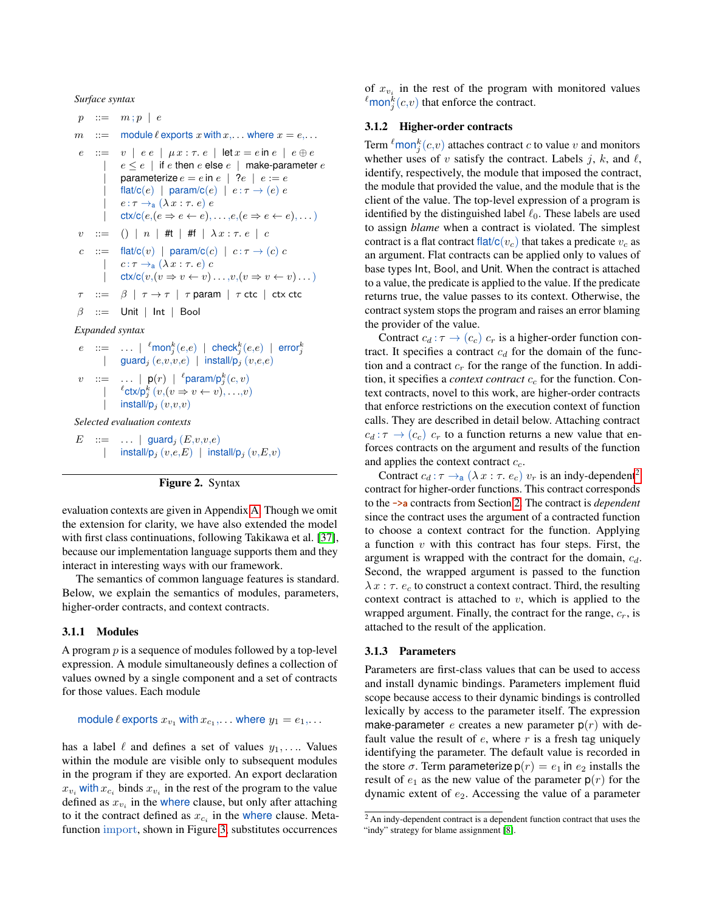*Surface syntax*

$$
\begin{array}{rcl}
p & ::= & m\,;p \;\mid\; e \\
m & ::= & \textsf{module}\,\ell\,\textsf{exports}\;x\;\textsf{with}\;x,\ldots\;\textsf{where}\;x = e,\ldots \\
e & ::= & v \mid e\;e \mid \mu\,x:\tau.\,e \mid \textsf{let}\,x = e\,\textsf{in}\,e \mid e \oplus e \\
& \mid & e \leq e \mid \textsf{if}\;e\;\textsf{then}\;e\;\textsf{else}\;e \mid \textsf{make-parameter}\;e \\
& \mid & \textsf{parameterize}\,e = e\,\textsf{in}\,e \mid ?e \mid e := e \\
& \mid & \textsf{flat/c}(e) \mid \textsf{param/c}(e) \mid e:\tau \rightarrow (e)\;e \\
& \mid & e:\tau \rightarrow_{\textsf{a}} (\lambda\,x:\tau.\,e)\;e \\
& \mid & \textsf{ctx/c}(e,(e \Rightarrow e \leftarrow e),\ldots,e,(e \Rightarrow e \leftarrow e),\ldots) \\
v & ::= & () \mid n \mid \#t \mid \#f \mid \lambda\,x:\tau.\,e \mid c \\
c & ::= & \textsf{flat/c}(v) \mid \textsf{param/c}(c) \mid c:\tau \rightarrow (c)\;c \\
& \mid & c:\tau \rightarrow_{\textsf{a}} (\lambda\,x:\tau.\,e)\;c \\
& \mid & \textsf{ctx/c}(v,(v \Rightarrow v \leftarrow v)\ldots,v,(v \Rightarrow v \leftarrow v)\ldots) \\
\tau & ::= & \beta \mid \tau \rightarrow \tau \mid \tau\;\textsf{param} \mid \tau\;\textsf{ctc} \mid \textsf{ctx}\;\textsf{ctc} \\
\beta & ::= & \textsf{Unit} \mid \textsf{Int} \mid \textsf{Bool}
\end{array}
$$

*Expanded syntax*

$$
\begin{array}{rcl}
e & ::= & \ldots \mid {}^{\ell}\textsf{mon}^{k}_{j}(e,e) \mid \textsf{check}^{k}_{j}(e,e) \mid \textsf{error}^{k}_{j} \\
& \mid & \textsf{guard}_{j}\;(e,v,v,e) \mid \textsf{install/p}_{j}\;(v,e,e) \\
v & ::= & \ldots \mid \textsf{p}(r) \mid {}^{\ell}\textsf{param/p}^{k}_{j}(c,v) \\
& \mid & {}^{\ell}\textsf{ctx/p}^{k}_{j}\;(v,(v \Rightarrow v \leftarrow v),\ldots,v) \\
& \mid & \textsf{install/p}_{j}\;(v,v,v)
\end{array}
$$

*Selected evaluation contexts*

$$
\begin{array}{rcl}
E & ::= & \ldots \mid \textsf{guard}_{j}\;(E,v,v,e) \\
& \mid & \textsf{install/p}_{j}\;(v,e,E) \mid \textsf{install/p}_{j}\;(v,E,v)
\end{array}
$$

**Figure 2.** Syntax

evaluation contexts are given in Appendix A. Though we omit the extension for clarity, we have also extended the model with first class continuations, following Takikawa et al. [37], because our implementation language supports them and they interact in interesting ways with our framework.

The semantics of common language features is standard. Below, we explain the semantics of modules, parameters, higher-order contracts, and context contracts.

### 3.1.1 Modules

A program $p$ is a sequence of modules followed by a top-level expression. A module simultaneously defines a collection of values owned by a single component and a set of contracts for those values. Each module

$$\textsf{module}\,\ell\,\textsf{exports}\;x_{v_1}\;\textsf{with}\;x_{c_1},\ldots\;\textsf{where}\;y_1 = e_1,\ldots$$

has a label $\ell$ and defines a set of values $y_1, \ldots$. Values within the module are visible only to subsequent modules in the program if they are exported. An export declaration $x_{v_i}$ with $x_{c_i}$ binds $x_{v_i}$ in the rest of the program to the value defined as $x_{v_i}$ in the where clause, but only after attaching to it the contract defined as $x_{c_i}$ in the where clause. Meta-function import, shown in Figure 3, substitutes occurrences of $x_{v_i}$ in the rest of the program with monitored values ${}^{\ell}\textsf{mon}^{k}_{j}(c,v)$ that enforce the contract.

### 3.1.2 Higher-order contracts

Term ${}^{\ell}\textsf{mon}^{k}_{j}(c,v)$ attaches contract $c$ to value $v$ and monitors whether uses of $v$ satisfy the contract. Labels $j$, $k$, and $\ell$, identify, respectively, the module that imposed the contract, the module that provided the value, and the module that is the client of the value. The top-level expression of a program is identified by the distinguished label $\ell_0$. These labels are used to assign *blame* when a contract is violated. The simplest contract is a flat contract $\textsf{flat/c}(v_c)$ that takes a predicate $v_c$ as an argument. Flat contracts can be applied only to values of base types Int, Bool, and Unit. When the contract is attached to a value, the predicate is applied to the value. If the predicate returns true, the value passes to its context. Otherwise, the contract system stops the program and raises an error blaming the provider of the value.

Contract $c_d:\tau \rightarrow (c_c)\;c_r$ is a higher-order function contract. It specifies a contract $c_d$ for the domain of the function and a contract $c_r$ for the range of the function. In addition, it specifies a *context contract* $c_c$ for the function. Context contracts, novel to this work, are higher-order contracts that enforce restrictions on the execution context of function calls. They are described in detail below. Attaching contract $c_d:\tau \rightarrow (c_c)\;c_r$ to a function returns a new value that enforces contracts on the argument and results of the function and applies the context contract $c_c$.

Contract $c_d:\tau \rightarrow_{\textsf{a}} (\lambda\,x:\tau.\,e_c)\;v_r$ is an indy-dependent[2] contract for higher-order functions. This contract corresponds to the ->a contracts from Section 2. The contract is *dependent* since the contract uses the argument of a contracted function to choose a context contract for the function. Applying a function $v$ with this contract has four steps. First, the argument is wrapped with the contract for the domain, $c_d$. Second, the wrapped argument is passed to the function $\lambda\,x:\tau.\,e_c$ to construct a context contract. Third, the resulting context contract is attached to $v$, which is applied to the wrapped argument. Finally, the contract for the range, $c_r$, is attached to the result of the application.

### 3.1.3 Parameters

Parameters are first-class values that can be used to access and install dynamic bindings. Parameters implement fluid scope because access to their dynamic bindings is controlled lexically by access to the parameter itself. The expression make-parameter $e$ creates a new parameter $\textsf{p}(r)$ with default value the result of $e$, where $r$ is a fresh tag uniquely identifying the parameter. The default value is recorded in the store $\sigma$. Term parameterize $\textsf{p}(r) = e_1$ in $e_2$ installs the result of $e_1$ as the new value of the parameter $\textsf{p}(r)$ for the dynamic extent of $e_2$. Accessing the value of a parameter

[2] An indy-dependent contract is a dependent function contract that uses the "indy" strategy for blame assignment [8].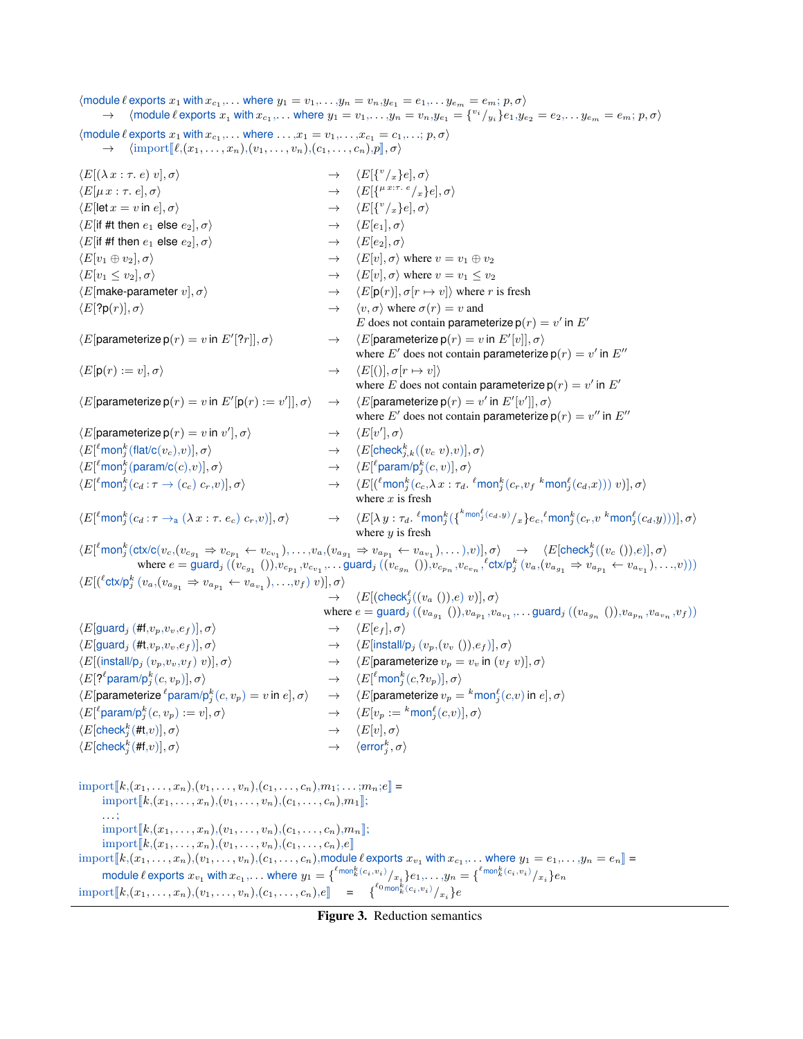$$\langle \textsf{module}\ \ell\ \textsf{exports}\ x_1\ \textsf{with}\ x_{c_1},\ldots\ \textsf{where}\ y_1 = v_1,\ldots,y_n = v_n, y_{e_1} = e_1,\ldots y_{e_m} = e_m;\ p, \sigma\rangle$$
$$\rightarrow\quad \langle \textsf{module}\ \ell\ \textsf{exports}\ x_1\ \textsf{with}\ x_{c_1},\ldots\ \textsf{where}\ y_1 = v_1,\ldots,y_n = v_n, y_{e_1} = \{^{v_i}/_{y_i}\}e_1, y_{e_2} = e_2,\ldots y_{e_m} = e_m;\ p, \sigma\rangle$$

$$\langle \textsf{module}\ \ell\ \textsf{exports}\ x_1\ \textsf{with}\ x_{c_1},\ldots\ \textsf{where}\ \ldots, x_1 = v_1,\ldots, x_{c_1} = c_1,\ldots;\ p, \sigma\rangle$$
$$\rightarrow\quad \langle \textsf{import}[\![\ell,(x_1,\ldots,x_n),(v_1,\ldots,v_n),(c_1,\ldots,c_n),p]\!], \sigma\rangle$$

$$
\begin{array}{lcl}
\langle E[(\lambda\, x : \tau.\ e)\ v], \sigma\rangle & \rightarrow & \langle E[\{^{v}/_{x}\}e], \sigma\rangle \\
\langle E[\mu\, x : \tau.\ e], \sigma\rangle & \rightarrow & \langle E[\{^{\mu\, x:\tau.\ e}/_{x}\}e], \sigma\rangle \\
\langle E[\textsf{let}\ x = v\ \textsf{in}\ e], \sigma\rangle & \rightarrow & \langle E[\{^{v}/_{x}\}e], \sigma\rangle \\
\langle E[\textsf{if}\ \#\textsf{t}\ \textsf{then}\ e_1\ \textsf{else}\ e_2], \sigma\rangle & \rightarrow & \langle E[e_1], \sigma\rangle \\
\langle E[\textsf{if}\ \#\textsf{f}\ \textsf{then}\ e_1\ \textsf{else}\ e_2], \sigma\rangle & \rightarrow & \langle E[e_2], \sigma\rangle \\
\langle E[v_1 \oplus v_2], \sigma\rangle & \rightarrow & \langle E[v], \sigma\rangle \text{ where } v = v_1 \oplus v_2 \\
\langle E[v_1 \leq v_2], \sigma\rangle & \rightarrow & \langle E[v], \sigma\rangle \text{ where } v = v_1 \leq v_2 \\
\langle E[\textsf{make-parameter}\ v], \sigma\rangle & \rightarrow & \langle E[\textsf{p}(r)], \sigma[r \mapsto v]\rangle \text{ where } r \text{ is fresh} \\
\langle E[?\textsf{p}(r)], \sigma\rangle & \rightarrow & \langle v, \sigma\rangle \text{ where } \sigma(r) = v \text{ and} \\
 & & E \text{ does not contain } \textsf{parameterize}\ \textsf{p}(r) = v' \text{ in } E' \\
\langle E[\textsf{parameterize}\ \textsf{p}(r) = v\ \textsf{in}\ E'[?r]], \sigma\rangle & \rightarrow & \langle E[\textsf{parameterize}\ \textsf{p}(r) = v\ \textsf{in}\ E'[v]], \sigma\rangle \\
 & & \text{where } E' \text{ does not contain } \textsf{parameterize}\ \textsf{p}(r) = v' \text{ in } E'' \\
\langle E[\textsf{p}(r) := v], \sigma\rangle & \rightarrow & \langle E[()], \sigma[r \mapsto v]\rangle \\
 & & \text{where } E \text{ does not contain } \textsf{parameterize}\ \textsf{p}(r) = v' \text{ in } E' \\
\langle E[\textsf{parameterize}\ \textsf{p}(r) = v\ \textsf{in}\ E'[\textsf{p}(r) := v']], \sigma\rangle & \rightarrow & \langle E[\textsf{parameterize}\ \textsf{p}(r) = v'\ \textsf{in}\ E'[v']], \sigma\rangle \\
 & & \text{where } E' \text{ does not contain } \textsf{parameterize}\ \textsf{p}(r) = v'' \text{ in } E'' \\
\langle E[\textsf{parameterize}\ \textsf{p}(r) = v\ \textsf{in}\ v'], \sigma\rangle & \rightarrow & \langle E[v'], \sigma\rangle \\
\langle E[{}^{\ell}\textsf{mon}^{k}_{j}(\textsf{flat/c}(v_c), v)], \sigma\rangle & \rightarrow & \langle E[\textsf{check}^{k}_{j,k}((v_c\ v), v)], \sigma\rangle \\
\langle E[{}^{\ell}\textsf{mon}^{k}_{j}(\textsf{param/c}(c), v)], \sigma\rangle & \rightarrow & \langle E[{}^{\ell}\textsf{param/p}^{k}_{j}(c, v)], \sigma\rangle \\
\langle E[{}^{\ell}\textsf{mon}^{k}_{j}(c_d : \tau \rightarrow (c_c)\ c_r, v)], \sigma\rangle & \rightarrow & \langle E[({}^{\ell}\textsf{mon}^{k}_{j}(c_c, \lambda\, x : \tau_d.\ {}^{\ell}\textsf{mon}^{k}_{j}(c_r, v_f\ {}^{k}\textsf{mon}^{\ell}_{j}(c_d, x)))\ v)], \sigma\rangle \\
 & & \text{where } x \text{ is fresh} \\
\langle E[{}^{\ell}\textsf{mon}^{k}_{j}(c_d : \tau \rightarrow_{\textsf{a}} (\lambda\, x : \tau.\ e_c)\ c_r, v)], \sigma\rangle & \rightarrow & \langle E[\lambda\, y : \tau_d.\ {}^{\ell}\textsf{mon}^{k}_{j}(\{^{{}^{k}\textsf{mon}^{\ell}_{j}(c_d, y)}/_{x}\}e_c, {}^{\ell}\textsf{mon}^{k}_{j}(c_r, v\ {}^{k}\textsf{mon}^{\ell}_{j}(c_d, y)))], \sigma\rangle \\
 & & \text{where } y \text{ is fresh}
\end{array}
$$

$$\langle E[{}^{\ell}\textsf{mon}^{k}_{j}(\textsf{ctx/c}(v_c,(v_{c_{g_1}} \Rightarrow v_{c_{p_1}} \leftarrow v_{c_{v_1}}),\ldots,v_a,(v_{a_{g_1}} \Rightarrow v_{a_{p_1}} \leftarrow v_{a_{v_1}}),\ldots),v)], \sigma\rangle \quad\rightarrow\quad \langle E[\textsf{check}^{k}_{j}((v_c\ ()), e)], \sigma\rangle$$
$$\text{where } e = \textsf{guard}_j\ ((v_{c_{g_1}}\ ()), v_{c_{p_1}}, v_{c_{v_1}}, \ldots \textsf{guard}_j\ ((v_{c_{g_n}}\ ()), v_{c_{p_n}}, v_{c_{v_n}}, {}^{\ell}\textsf{ctx/p}^{k}_{j}\ (v_a,(v_{a_{g_1}} \Rightarrow v_{a_{p_1}} \leftarrow v_{a_{v_1}}),\ldots,v)))$$

$$\langle E[({}^{\ell}\textsf{ctx/p}^{k}_{j}\ (v_a,(v_{a_{g_1}} \Rightarrow v_{a_{p_1}} \leftarrow v_{a_{v_1}}),\ldots,v_f)\ v)], \sigma\rangle$$
$$\rightarrow\quad \langle E[(\textsf{check}^{\ell}_{j}((v_a\ ()), e)\ v)], \sigma\rangle$$
$$\text{where } e = \textsf{guard}_j\ ((v_{a_{g_1}}\ ()), v_{a_{p_1}}, v_{a_{v_1}}, \ldots \textsf{guard}_j\ ((v_{a_{g_n}}\ ()), v_{a_{p_n}}, v_{a_{v_n}}, v_f))$$

$$
\begin{array}{lcl}
\langle E[\textsf{guard}_j\ (\#\textsf{f}, v_p, v_v, e_f)], \sigma\rangle & \rightarrow & \langle E[e_f], \sigma\rangle \\
\langle E[\textsf{guard}_j\ (\#\textsf{t}, v_p, v_v, e_f)], \sigma\rangle & \rightarrow & \langle E[\textsf{install/p}_j\ (v_p, (v_v\ ()), e_f)], \sigma\rangle \\
\langle E[(\textsf{install/p}_j\ (v_p, v_v, v_f)\ v)], \sigma\rangle & \rightarrow & \langle E[\textsf{parameterize}\ v_p = v_v\ \textsf{in}\ (v_f\ v)], \sigma\rangle \\
\langle E[?{}^{\ell}\textsf{param/p}^{k}_{j}(c, v_p)], \sigma\rangle & \rightarrow & \langle E[{}^{\ell}\textsf{mon}^{k}_{j}(c, ?v_p)], \sigma\rangle \\
\langle E[\textsf{parameterize}\ {}^{\ell}\textsf{param/p}^{k}_{j}(c, v_p) = v\ \textsf{in}\ e], \sigma\rangle & \rightarrow & \langle E[\textsf{parameterize}\ v_p = {}^{k}\textsf{mon}^{\ell}_{j}(c, v)\ \textsf{in}\ e], \sigma\rangle \\
\langle E[{}^{\ell}\textsf{param/p}^{k}_{j}(c, v_p) := v], \sigma\rangle & \rightarrow & \langle E[v_p := {}^{k}\textsf{mon}^{\ell}_{j}(c, v)], \sigma\rangle \\
\langle E[\textsf{check}^{k}_{j}(\#\textsf{t}, v)], \sigma\rangle & \rightarrow & \langle E[v], \sigma\rangle \\
\langle E[\textsf{check}^{k}_{j}(\#\textsf{f}, v)], \sigma\rangle & \rightarrow & \langle \textsf{error}^{k}_{j}, \sigma\rangle
\end{array}
$$

$$
\begin{array}{l}
\textsf{import}[\![k,(x_1,\ldots,x_n),(v_1,\ldots,v_n),(c_1,\ldots,c_n),m_1;\ldots;m_n;e]\!] = \\
\quad \textsf{import}[\![k,(x_1,\ldots,x_n),(v_1,\ldots,v_n),(c_1,\ldots,c_n),m_1]\!]; \\
\quad \ldots; \\
\quad \textsf{import}[\![k,(x_1,\ldots,x_n),(v_1,\ldots,v_n),(c_1,\ldots,c_n),m_n]\!]; \\
\quad \textsf{import}[\![k,(x_1,\ldots,x_n),(v_1,\ldots,v_n),(c_1,\ldots,c_n),e]\!] \\
\textsf{import}[\![k,(x_1,\ldots,x_n),(v_1,\ldots,v_n),(c_1,\ldots,c_n),\textsf{module}\ \ell\ \textsf{exports}\ x_{v_1}\ \textsf{with}\ x_{c_1},\ldots\ \textsf{where}\ y_1 = e_1,\ldots,y_n = e_n]\!] = \\
\quad \textsf{module}\ \ell\ \textsf{exports}\ x_{v_1}\ \textsf{with}\ x_{c_1},\ldots\ \textsf{where}\ y_1 = \{^{{}^{\ell}\textsf{mon}^{k}_{k}(c_i, v_i)}/_{x_i}\}e_1,\ldots,y_n = \{^{{}^{\ell}\textsf{mon}^{k}_{k}(c_i, v_i)}/_{x_i}\}e_n \\
\textsf{import}[\![k,(x_1,\ldots,x_n),(v_1,\ldots,v_n),(c_1,\ldots,c_n),e]\!] \quad = \quad \{^{{}^{\ell_0}\textsf{mon}^{k}_{k}(c_i, v_i)}/_{x_i}\}e
\end{array}
$$

**Figure 3.** Reduction semantics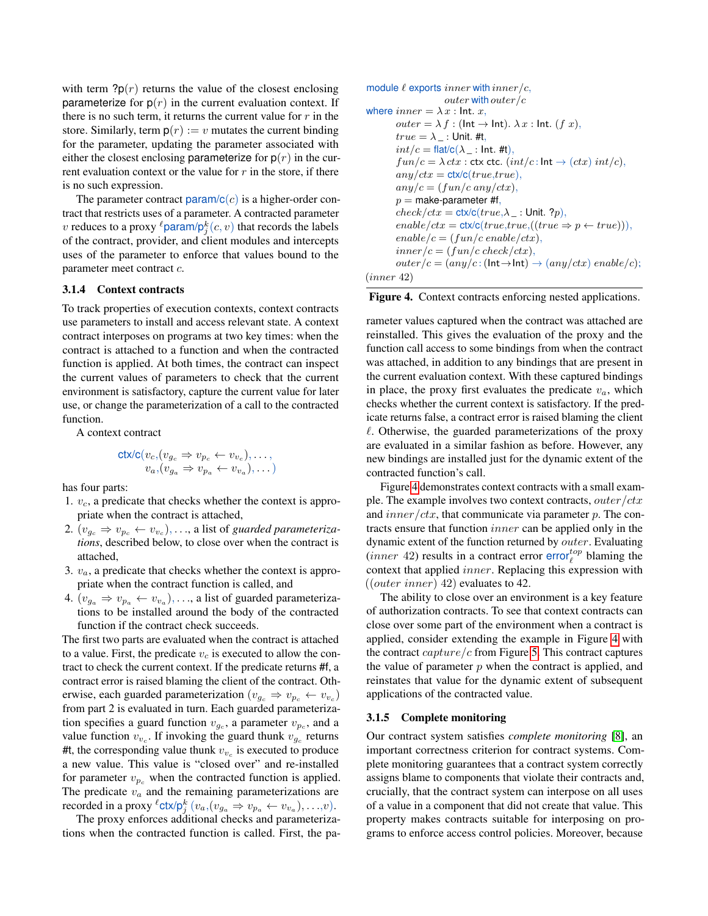with term $?\mathsf{p}(r)$ returns the value of the closest enclosing parameterize for $\mathsf{p}(r)$ in the current evaluation context. If there is no such term, it returns the current value for $r$ in the store. Similarly, term $\mathsf{p}(r) := v$ mutates the current binding for the parameter, updating the parameter associated with either the closest enclosing parameterize for $\mathsf{p}(r)$ in the current evaluation context or the value for $r$ in the store, if there is no such expression.

The parameter contract $\mathsf{param/c}(c)$ is a higher-order contract that restricts uses of a parameter. A contracted parameter $v$ reduces to a proxy ${}^{\ell}\mathsf{param/p}_j^k(c, v)$ that records the labels of the contract, provider, and client modules and intercepts uses of the parameter to enforce that values bound to the parameter meet contract $c$.

### 3.1.4 Context contracts

To track properties of execution contexts, context contracts use parameters to install and access relevant state. A context contract interposes on programs at two key times: when the contract is attached to a function and when the contracted function is applied. At both times, the contract can inspect the current values of parameters to check that the current environment is satisfactory, capture the current value for later use, or change the parameterization of a call to the contracted function.

A context contract

$$\mathsf{ctx/c}(v_c, (v_{g_c} \Rightarrow v_{p_c} \leftarrow v_{v_c}), \ldots, \\ v_a, (v_{g_a} \Rightarrow v_{p_a} \leftarrow v_{v_a}), \ldots)$$

has four parts:

1. $v_c$, a predicate that checks whether the context is appropriate when the contract is attached,
2. $(v_{g_c} \Rightarrow v_{p_c} \leftarrow v_{v_c}), \ldots$, a list of *guarded parameterizations*, described below, to close over when the contract is attached,
3. $v_a$, a predicate that checks whether the context is appropriate when the contract function is called, and
4. $(v_{g_a} \Rightarrow v_{p_a} \leftarrow v_{v_a}), \ldots$, a list of guarded parameterizations to be installed around the body of the contracted function if the contract check succeeds.

The first two parts are evaluated when the contract is attached to a value. First, the predicate $v_c$ is executed to allow the contract to check the current context. If the predicate returns #f, a contract error is raised blaming the client of the contract. Otherwise, each guarded parameterization $(v_{g_c} \Rightarrow v_{p_c} \leftarrow v_{v_c})$ from part 2 is evaluated in turn. Each guarded parameterization specifies a guard function $v_{g_c}$, a parameter $v_{p_c}$, and a value function $v_{v_c}$. If invoking the guard thunk $v_{g_c}$ returns #t, the corresponding value thunk $v_{v_c}$ is executed to produce a new value. This value is "closed over" and re-installed for parameter $v_{p_c}$ when the contracted function is applied. The predicate $v_a$ and the remaining parameterizations are recorded in a proxy ${}^{\ell}\mathsf{ctx/p}_j^k(v_a, (v_{g_a} \Rightarrow v_{p_a} \leftarrow v_{v_a}), \ldots, v)$.

The proxy enforces additional checks and parameterizations when the contracted function is called. First, the parameter values captured when the contract was attached are reinstalled. This gives the evaluation of the proxy and the function call access to some bindings from when the contract was attached, in addition to any bindings that are present in the current evaluation context. With these captured bindings in place, the proxy first evaluates the predicate $v_a$, which checks whether the current context is satisfactory. If the predicate returns false, a contract error is raised blaming the client $\ell$. Otherwise, the guarded parameterizations of the proxy are evaluated in a similar fashion as before. However, any new bindings are installed just for the dynamic extent of the contracted function's call.

```
module ℓ exports inner with inner/c,
                 outer with outer/c
where inner = λ x : Int. x,
      outer = λ f : (Int → Int). λ x : Int. (f x),
      true = λ _ : Unit. #t,
      int/c = flat/c(λ _ : Int. #t),
      fun/c = λ ctx : ctx ctc. (int/c : Int → (ctx) int/c),
      any/ctx = ctx/c(true,true),
      any/c = (fun/c any/ctx),
      p = make-parameter #f,
      check/ctx = ctx/c(true,λ _ : Unit. ?p),
      enable/ctx = ctx/c(true,true,((true ⇒ p ← true))),
      enable/c = (fun/c enable/ctx),
      inner/c = (fun/c check/ctx),
      outer/c = (any/c : (Int→Int) → (any/ctx) enable/c);
(inner 42)
```

**Figure 4.** Context contracts enforcing nested applications.

Figure 4 demonstrates context contracts with a small example. The example involves two context contracts, $outer/ctx$ and $inner/ctx$, that communicate via parameter $p$. The contracts ensure that function $inner$ can be applied only in the dynamic extent of the function returned by $outer$. Evaluating $(inner\ 42)$ results in a contract error $\mathsf{error}_{\ell}^{top}$ blaming the context that applied $inner$. Replacing this expression with $((outer\ inner)\ 42)$ evaluates to 42.

The ability to close over an environment is a key feature of authorization contracts. To see that context contracts can close over some part of the environment when a contract is applied, consider extending the example in Figure 4 with the contract $capture/c$ from Figure 5. This contract captures the value of parameter $p$ when the contract is applied, and reinstates that value for the dynamic extent of subsequent applications of the contracted value.

### 3.1.5 Complete monitoring

Our contract system satisfies *complete monitoring* [8], an important correctness criterion for contract systems. Complete monitoring guarantees that a contract system correctly assigns blame to components that violate their contracts and, crucially, that the contract system can interpose on all uses of a value in a component that did not create that value. This property makes contracts suitable for interposing on programs to enforce access control policies. Moreover, because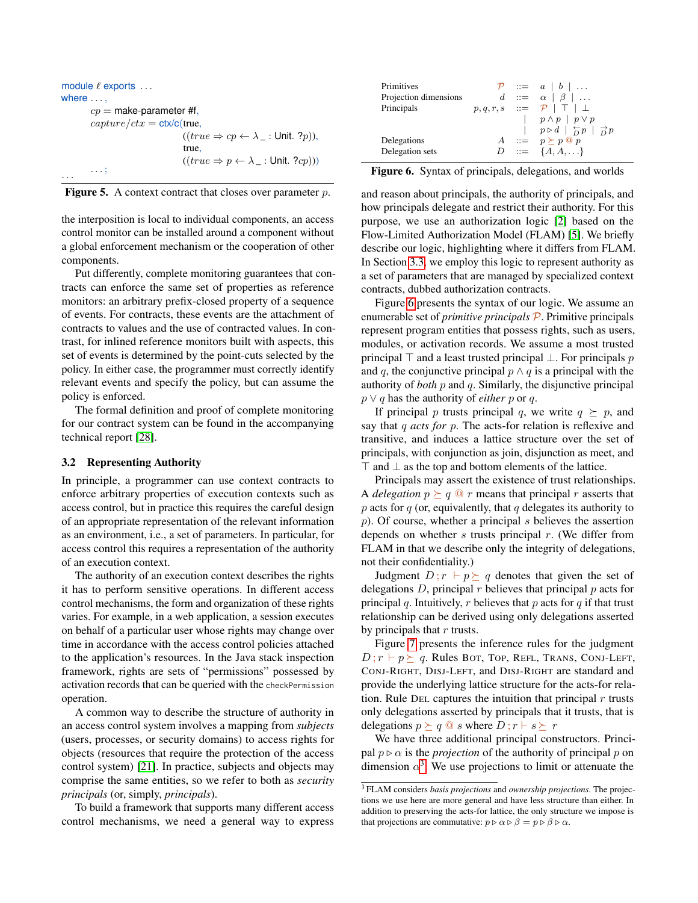```
module ℓ exports ...
where ...,
      cp = make-parameter #f,
      capture/ctx = ctx/c(true,
                          ((true ⇒ cp ← λ_ : Unit. ?p)),
                          true,
                          ((true ⇒ p ← λ_ : Unit. ?cp)))
      ...;
...
```

**Figure 5.** A context contract that closes over parameter $p$.

the interposition is local to individual components, an access control monitor can be installed around a component without a global enforcement mechanism or the cooperation of other components.

Put differently, complete monitoring guarantees that contracts can enforce the same set of properties as reference monitors: an arbitrary prefix-closed property of a sequence of events. For contracts, these events are the attachment of contracts to values and the use of contracted values. In contrast, for inlined reference monitors built with aspects, this set of events is determined by the point-cuts selected by the policy. In either case, the programmer must correctly identify relevant events and specify the policy, but can assume the policy is enforced.

The formal definition and proof of complete monitoring for our contract system can be found in the accompanying technical report [28].

### 3.2 Representing Authority

In principle, a programmer can use context contracts to enforce arbitrary properties of execution contexts such as access control, but in practice this requires the careful design of an appropriate representation of the relevant information as an environment, i.e., a set of parameters. In particular, for access control this requires a representation of the authority of an execution context.

The authority of an execution context describes the rights it has to perform sensitive operations. In different access control mechanisms, the form and organization of these rights varies. For example, in a web application, a session executes on behalf of a particular user whose rights may change over time in accordance with the access control policies attached to the application's resources. In the Java stack inspection framework, rights are sets of "permissions" possessed by activation records that can be queried with the `checkPermission` operation.

A common way to describe the structure of authority in an access control system involves a mapping from *subjects* (users, processes, or security domains) to access rights for objects (resources that require the protection of the access control system) [21]. In practice, subjects and objects may comprise the same entities, so we refer to both as *security principals* (or, simply, *principals*).

To build a framework that supports many different access control mechanisms, we need a general way to express and reason about principals, the authority of principals, and how principals delegate and restrict their authority. For this purpose, we use an authorization logic [2] based on the Flow-Limited Authorization Model (FLAM) [5]. We briefly describe our logic, highlighting where it differs from FLAM. In Section 3.3, we employ this logic to represent authority as a set of parameters that are managed by specialized context contracts, dubbed authorization contracts.

| | | | |
|---|---|---|---|
| Primitives | $\mathcal{P}$ | $::=$ | $a \mid b \mid \ldots$ |
| Projection dimensions | $d$ | $::=$ | $\alpha \mid \beta \mid \ldots$ |
| Principals | $p,q,r,s$ | $::=$ | $\mathcal{P} \mid \top \mid \bot$ |
| | | $\mid$ | $p \wedge p \mid p \vee p$ |
| | | $\mid$ | $p \triangleright d \mid \overleftarrow{_D}p \mid \overrightarrow{_D}p$ |
| Delegations | $A$ | $::=$ | $p \succeq p \text{ @ } p$ |
| Delegation sets | $D$ | $::=$ | $\{A, A, \ldots\}$ |

**Figure 6.** Syntax of principals, delegations, and worlds

Figure 6 presents the syntax of our logic. We assume an enumerable set of *primitive principals* $\mathcal{P}$. Primitive principals represent program entities that possess rights, such as users, modules, or activation records. We assume a most trusted principal $\top$ and a least trusted principal $\bot$. For principals $p$ and $q$, the conjunctive principal $p \wedge q$ is a principal with the authority of *both* $p$ and $q$. Similarly, the disjunctive principal $p \vee q$ has the authority of *either* $p$ or $q$.

If principal $p$ trusts principal $q$, we write $q \succeq p$, and say that $q$ *acts for* $p$. The acts-for relation is reflexive and transitive, and induces a lattice structure over the set of principals, with conjunction as join, disjunction as meet, and $\top$ and $\bot$ as the top and bottom elements of the lattice.

Principals may assert the existence of trust relationships. A *delegation* $p \succeq q \text{ @ } r$ means that principal $r$ asserts that $p$ acts for $q$ (or, equivalently, that $q$ delegates its authority to $p$). Of course, whether a principal $s$ believes the assertion depends on whether $s$ trusts principal $r$. (We differ from FLAM in that we describe only the integrity of delegations, not their confidentiality.)

Judgment $D\,;r \vdash p \succeq q$ denotes that given the set of delegations $D$, principal $r$ believes that principal $p$ acts for principal $q$. Intuitively, $r$ believes that $p$ acts for $q$ if that trust relationship can be derived using only delegations asserted by principals that $r$ trusts.

Figure 7 presents the inference rules for the judgment $D\,;r \vdash p \succeq q$. Rules Bot, Top, Refl, Trans, Conj-Left, Conj-Right, Disj-Left, and Disj-Right are standard and provide the underlying lattice structure for the acts-for relation. Rule Del captures the intuition that principal $r$ trusts only delegations asserted by principals that it trusts, that is delegations $p \succeq q \text{ @ } s$ where $D\,;r \vdash s \succeq r$

We have three additional principal constructors. Principal $p \triangleright \alpha$ is the *projection* of the authority of principal $p$ on dimension $\alpha$[3]. We use projections to limit or attenuate the

[3] FLAM considers *basis projections* and *ownership projections*. The projections we use here are more general and have less structure than either. In addition to preserving the acts-for lattice, the only structure we impose is that projections are commutative: $p \triangleright \alpha \triangleright \beta = p \triangleright \beta \triangleright \alpha$.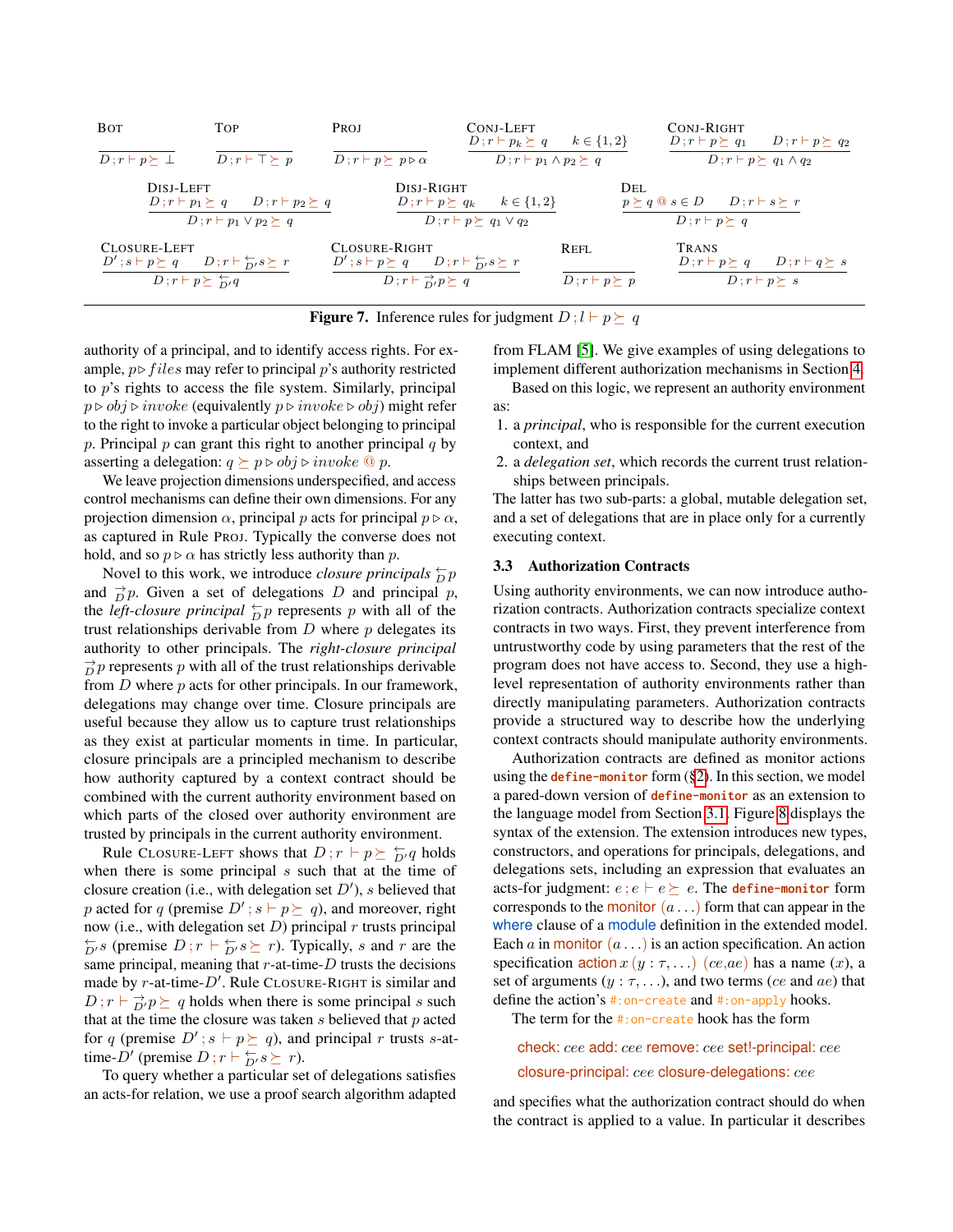$$\frac{}{D\,;r \vdash p \succeq \bot}\;\textsc{Bot} \qquad \frac{}{D\,;r \vdash \top \succeq p}\;\textsc{Top} \qquad \frac{}{D\,;r \vdash p \succeq p \triangleright \alpha}\;\textsc{Proj}$$

$$\frac{D\,;r \vdash p_k \succeq q \quad k \in \{1,2\}}{D\,;r \vdash p_1 \wedge p_2 \succeq q}\;\textsc{Conj-Left} \qquad \frac{D\,;r \vdash p \succeq q_1 \quad D\,;r \vdash p \succeq q_2}{D\,;r \vdash p \succeq q_1 \wedge q_2}\;\textsc{Conj-Right}$$

$$\frac{D\,;r \vdash p_1 \succeq q \quad D\,;r \vdash p_2 \succeq q}{D\,;r \vdash p_1 \vee p_2 \succeq q}\;\textsc{Disj-Left} \qquad \frac{D\,;r \vdash p \succeq q_k \quad k \in \{1,2\}}{D\,;r \vdash p \succeq q_1 \vee q_2}\;\textsc{Disj-Right} \qquad \frac{p \succeq q \,@\, s \in D \quad D\,;r \vdash s \succeq r}{D\,;r \vdash p \succeq q}\;\textsc{Del}$$

$$\frac{D'\,;s \vdash p \succeq q \quad D\,;r \vdash \overleftarrow{D'}s \succeq r}{D\,;r \vdash p \succeq \overleftarrow{D'}q}\;\textsc{Closure-Left} \qquad \frac{D'\,;s \vdash p \succeq q \quad D\,;r \vdash \overleftarrow{D'}s \succeq r}{D\,;r \vdash \overrightarrow{D'}p \succeq q}\;\textsc{Closure-Right} \qquad \frac{}{D\,;r \vdash p \succeq p}\;\textsc{Refl} \qquad \frac{D\,;r \vdash p \succeq q \quad D\,;r \vdash q \succeq s}{D\,;r \vdash p \succeq s}\;\textsc{Trans}$$

**Figure 7.** Inference rules for judgment $D\,;l \vdash p \succeq q$

authority of a principal, and to identify access rights. For example, $p \triangleright files$ may refer to principal $p$'s authority restricted to $p$'s rights to access the file system. Similarly, principal $p \triangleright obj \triangleright invoke$ (equivalently $p \triangleright invoke \triangleright obj$) might refer to the right to invoke a particular object belonging to principal $p$. Principal $p$ can grant this right to another principal $q$ by asserting a delegation: $q \succeq p \triangleright obj \triangleright invoke \,@\, p$.

We leave projection dimensions underspecified, and access control mechanisms can define their own dimensions. For any projection dimension $\alpha$, principal $p$ acts for principal $p \triangleright \alpha$, as captured in Rule Proj. Typically the converse does not hold, and so $p \triangleright \alpha$ has strictly less authority than $p$.

Novel to this work, we introduce *closure principals* $\overleftarrow{D}p$ and $\overrightarrow{D}p$. Given a set of delegations $D$ and principal $p$, the *left-closure principal* $\overleftarrow{D}p$ represents $p$ with all of the trust relationships derivable from $D$ where $p$ delegates its authority to other principals. The *right-closure principal* $\overrightarrow{D}p$ represents $p$ with all of the trust relationships derivable from $D$ where $p$ acts for other principals. In our framework, delegations may change over time. Closure principals are useful because they allow us to capture trust relationships as they exist at particular moments in time. In particular, closure principals are a principled mechanism to describe how authority captured by a context contract should be combined with the current authority environment based on which parts of the closed over authority environment are trusted by principals in the current authority environment.

Rule Closure-Left shows that $D\,;r \vdash p \succeq \overleftarrow{D'}q$ holds when there is some principal $s$ such that at the time of closure creation (i.e., with delegation set $D'$), $s$ believed that $p$ acted for $q$ (premise $D'\,;s \vdash p \succeq q$), and moreover, right now (i.e., with delegation set $D$) principal $r$ trusts principal $\overleftarrow{D'}s$ (premise $D\,;r \vdash \overleftarrow{D'}s \succeq r$). Typically, $s$ and $r$ are the same principal, meaning that $r$-at-time-$D$ trusts the decisions made by $r$-at-time-$D'$. Rule Closure-Right is similar and $D\,;r \vdash \overrightarrow{D'}p \succeq q$ holds when there is some principal $s$ such that at the time the closure was taken $s$ believed that $p$ acted for $q$ (premise $D'\,;s \vdash p \succeq q$), and principal $r$ trusts $s$-at-time-$D'$ (premise $D\,;r \vdash \overleftarrow{D'}s \succeq r$).

To query whether a particular set of delegations satisfies an acts-for relation, we use a proof search algorithm adapted from FLAM [5]. We give examples of using delegations to implement different authorization mechanisms in Section 4.

Based on this logic, we represent an authority environment as:

1. a *principal*, who is responsible for the current execution context, and
2. a *delegation set*, which records the current trust relationships between principals.

The latter has two sub-parts: a global, mutable delegation set, and a set of delegations that are in place only for a currently executing context.

### 3.3 Authorization Contracts

Using authority environments, we can now introduce authorization contracts. Authorization contracts specialize context contracts in two ways. First, they prevent interference from untrustworthy code by using parameters that the rest of the program does not have access to. Second, they use a high-level representation of authority environments rather than directly manipulating parameters. Authorization contracts provide a structured way to describe how the underlying context contracts should manipulate authority environments.

Authorization contracts are defined as monitor actions using the `define-monitor` form (§2). In this section, we model a pared-down version of `define-monitor` as an extension to the language model from Section 3.1. Figure 8 displays the syntax of the extension. The extension introduces new types, constructors, and operations for principals, delegations, and delegations sets, including an expression that evaluates an acts-for judgment: $e\,;e \vdash e \succeq e$. The `define-monitor` form corresponds to the monitor $(a \ldots)$ form that can appear in the where clause of a module definition in the extended model. Each $a$ in monitor $(a \ldots)$ is an action specification. An action specification action $x$ $(y : \tau, \ldots)$ $(ce, ae)$ has a name $(x)$, a set of arguments $(y : \tau, \ldots)$, and two terms ($ce$ and $ae$) that define the action's `#:on-create` and `#:on-apply` hooks.

The term for the `#:on-create` hook has the form

check: *cee* add: *cee* remove: *cee* set!-principal: *cee*
closure-principal: *cee* closure-delegations: *cee*

and specifies what the authorization contract should do when the contract is applied to a value. In particular it describes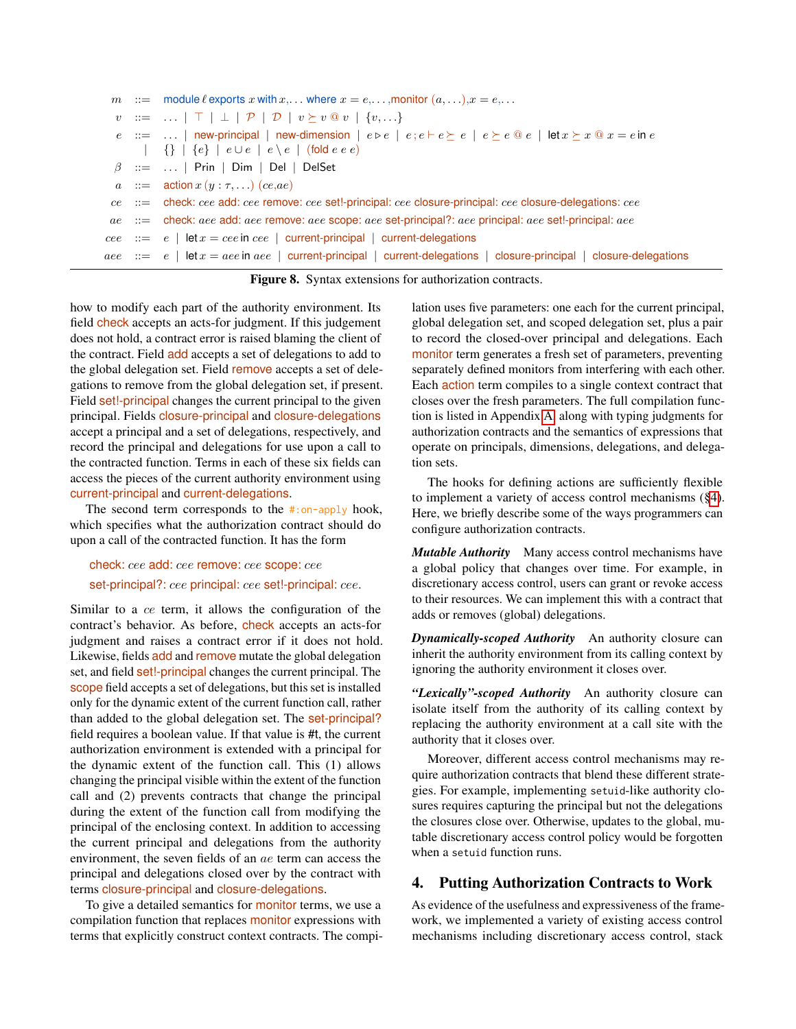$$
\begin{array}{rcl}
m & ::= & \textsf{module}\ \ell\ \textsf{exports}\ x\ \textsf{with}\ x, \ldots\ \textsf{where}\ x = e, \ldots, \textsf{monitor}\ (a, \ldots), x = e, \ldots \\
v & ::= & \ldots \mid \top \mid \bot \mid \mathcal{P} \mid \mathcal{D} \mid v \succeq v \mathbin{@} v \mid \{v, \ldots\} \\
e & ::= & \ldots \mid \textsf{new-principal} \mid \textsf{new-dimension} \mid e \triangleright e \mid e\,;e \vdash e \succeq e \mid e \succeq e \mathbin{@} e \mid \textsf{let}\ x \succeq x \mathbin{@} x = e\ \textsf{in}\ e \\
& \mid & \{\} \mid \{e\} \mid e \cup e \mid e \setminus e \mid (\textsf{fold}\ e\ e\ e) \\
\beta & ::= & \ldots \mid \textsf{Prin} \mid \textsf{Dim} \mid \textsf{Del} \mid \textsf{DelSet} \\
a & ::= & \textsf{action}\ x\ (y : \tau, \ldots)\ (ce, ae) \\
ce & ::= & \textsf{check:}\ cee\ \textsf{add:}\ cee\ \textsf{remove:}\ cee\ \textsf{set!-principal:}\ cee\ \textsf{closure-principal:}\ cee\ \textsf{closure-delegations:}\ cee \\
ae & ::= & \textsf{check:}\ aee\ \textsf{add:}\ aee\ \textsf{remove:}\ aee\ \textsf{scope:}\ aee\ \textsf{set-principal?:}\ aee\ \textsf{principal:}\ aee\ \textsf{set!-principal:}\ aee \\
cee & ::= & e \mid \textsf{let}\ x = cee\ \textsf{in}\ cee \mid \textsf{current-principal} \mid \textsf{current-delegations} \\
aee & ::= & e \mid \textsf{let}\ x = aee\ \textsf{in}\ aee \mid \textsf{current-principal} \mid \textsf{current-delegations} \mid \textsf{closure-principal} \mid \textsf{closure-delegations}
\end{array}
$$

**Figure 8.** Syntax extensions for authorization contracts.

how to modify each part of the authority environment. Its field check accepts an acts-for judgment. If this judgement does not hold, a contract error is raised blaming the client of the contract. Field add accepts a set of delegations to add to the global delegation set. Field remove accepts a set of delegations to remove from the global delegation set, if present. Field set!-principal changes the current principal to the given principal. Fields closure-principal and closure-delegations accept a principal and a set of delegations, respectively, and record the principal and delegations for use upon a call to the contracted function. Terms in each of these six fields can access the pieces of the current authority environment using current-principal and current-delegations.

The second term corresponds to the `#:on-apply` hook, which specifies what the authorization contract should do upon a call of the contracted function. It has the form

check: $cee$ add: $cee$ remove: $cee$ scope: $cee$
set-principal?: $cee$ principal: $cee$ set!-principal: $cee$.

Similar to a $ce$ term, it allows the configuration of the contract's behavior. As before, check accepts an acts-for judgment and raises a contract error if it does not hold. Likewise, fields add and remove mutate the global delegation set, and field set!-principal changes the current principal. The scope field accepts a set of delegations, but this set is installed only for the dynamic extent of the current function call, rather than added to the global delegation set. The set-principal? field requires a boolean value. If that value is #t, the current authorization environment is extended with a principal for the dynamic extent of the function call. This (1) allows changing the principal visible within the extent of the function call and (2) prevents contracts that change the principal during the extent of the function call from modifying the principal of the enclosing context. In addition to accessing the current principal and delegations from the authority environment, the seven fields of an $ae$ term can access the principal and delegations closed over by the contract with terms closure-principal and closure-delegations.

To give a detailed semantics for monitor terms, we use a compilation function that replaces monitor expressions with terms that explicitly construct context contracts. The compilation uses five parameters: one each for the current principal, global delegation set, and scoped delegation set, plus a pair to record the closed-over principal and delegations. Each monitor term generates a fresh set of parameters, preventing separately defined monitors from interfering with each other. Each action term compiles to a single context contract that closes over the fresh parameters. The full compilation function is listed in Appendix A along with typing judgments for authorization contracts and the semantics of expressions that operate on principals, dimensions, delegations, and delegation sets.

The hooks for defining actions are sufficiently flexible to implement a variety of access control mechanisms (§4). Here, we briefly describe some of the ways programmers can configure authorization contracts.

***Mutable Authority*** Many access control mechanisms have a global policy that changes over time. For example, in discretionary access control, users can grant or revoke access to their resources. We can implement this with a contract that adds or removes (global) delegations.

***Dynamically-scoped Authority*** An authority closure can inherit the authority environment from its calling context by ignoring the authority environment it closes over.

***"Lexically"-scoped Authority*** An authority closure can isolate itself from the authority of its calling context by replacing the authority environment at a call site with the authority that it closes over.

Moreover, different access control mechanisms may require authorization contracts that blend these different strategies. For example, implementing `setuid`-like authority closures requires capturing the principal but not the delegations the closures close over. Otherwise, updates to the global, mutable discretionary access control policy would be forgotten when a `setuid` function runs.

## 4. Putting Authorization Contracts to Work

As evidence of the usefulness and expressiveness of the framework, we implemented a variety of existing access control mechanisms including discretionary access control, stack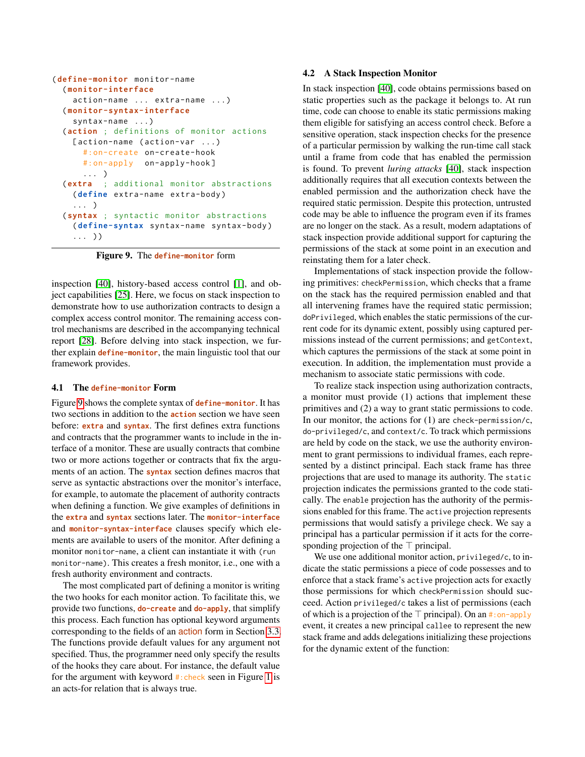```
(define-monitor monitor-name
  (monitor-interface
    action-name ... extra-name ...)
  (monitor-syntax-interface
    syntax-name ...)
  (action ; definitions of monitor actions
    [action-name (action-var ...)
      #:on-create on-create-hook
      #:on-apply  on-apply-hook]
      ... )
  (extra  ; additional monitor abstractions
    (define extra-name extra-body)
    ... )
  (syntax ; syntactic monitor abstractions
    (define-syntax syntax-name syntax-body)
    ... ))
```

**Figure 9.** The `define-monitor` form

inspection [40], history-based access control [1], and object capabilities [25]. Here, we focus on stack inspection to demonstrate how to use authorization contracts to design a complex access control monitor. The remaining access control mechanisms are described in the accompanying technical report [28]. Before delving into stack inspection, we further explain `define-monitor`, the main linguistic tool that our framework provides.

### 4.1 The `define-monitor` Form

Figure 9 shows the complete syntax of `define-monitor`. It has two sections in addition to the `action` section we have seen before: `extra` and `syntax`. The first defines extra functions and contracts that the programmer wants to include in the interface of a monitor. These are usually contracts that combine two or more actions together or contracts that fix the arguments of an action. The `syntax` section defines macros that serve as syntactic abstractions over the monitor's interface, for example, to automate the placement of authority contracts when defining a function. We give examples of definitions in the `extra` and `syntax` sections later. The `monitor-interface` and `monitor-syntax-interface` clauses specify which elements are available to users of the monitor. After defining a monitor `monitor-name`, a client can instantiate it with `(run monitor-name)`. This creates a fresh monitor, i.e., one with a fresh authority environment and contracts.

The most complicated part of defining a monitor is writing the two hooks for each monitor action. To facilitate this, we provide two functions, `do-create` and `do-apply`, that simplify this process. Each function has optional keyword arguments corresponding to the fields of an action form in Section 3.3. The functions provide default values for any argument not specified. Thus, the programmer need only specify the results of the hooks they care about. For instance, the default value for the argument with keyword `#:check` seen in Figure 1 is an acts-for relation that is always true.

### 4.2 A Stack Inspection Monitor

In stack inspection [40], code obtains permissions based on static properties such as the package it belongs to. At run time, code can choose to enable its static permissions making them eligible for satisfying an access control check. Before a sensitive operation, stack inspection checks for the presence of a particular permission by walking the run-time call stack until a frame from code that has enabled the permission is found. To prevent *luring attacks* [40], stack inspection additionally requires that all execution contexts between the enabled permission and the authorization check have the required static permission. Despite this protection, untrusted code may be able to influence the program even if its frames are no longer on the stack. As a result, modern adaptations of stack inspection provide additional support for capturing the permissions of the stack at some point in an execution and reinstating them for a later check.

Implementations of stack inspection provide the following primitives: `checkPermission`, which checks that a frame on the stack has the required permission enabled and that all intervening frames have the required static permission; `doPrivileged`, which enables the static permissions of the current code for its dynamic extent, possibly using captured permissions instead of the current permissions; and `getContext`, which captures the permissions of the stack at some point in execution. In addition, the implementation must provide a mechanism to associate static permissions with code.

To realize stack inspection using authorization contracts, a monitor must provide (1) actions that implement these primitives and (2) a way to grant static permissions to code. In our monitor, the actions for (1) are `check-permission/c`, `do-privileged/c`, and `context/c`. To track which permissions are held by code on the stack, we use the authority environment to grant permissions to individual frames, each represented by a distinct principal. Each stack frame has three projections that are used to manage its authority. The `static` projection indicates the permissions granted to the code statically. The `enable` projection has the authority of the permissions enabled for this frame. The `active` projection represents permissions that would satisfy a privilege check. We say a principal has a particular permission if it acts for the corresponding projection of the $\top$ principal.

We use one additional monitor action, `privileged/c`, to indicate the static permissions a piece of code possesses and to enforce that a stack frame's `active` projection acts for exactly those permissions for which `checkPermission` should succeed. Action `privileged/c` takes a list of permissions (each of which is a projection of the $\top$ principal). On an `#:on-apply` event, it creates a new principal `callee` to represent the new stack frame and adds delegations initializing these projections for the dynamic extent of the function: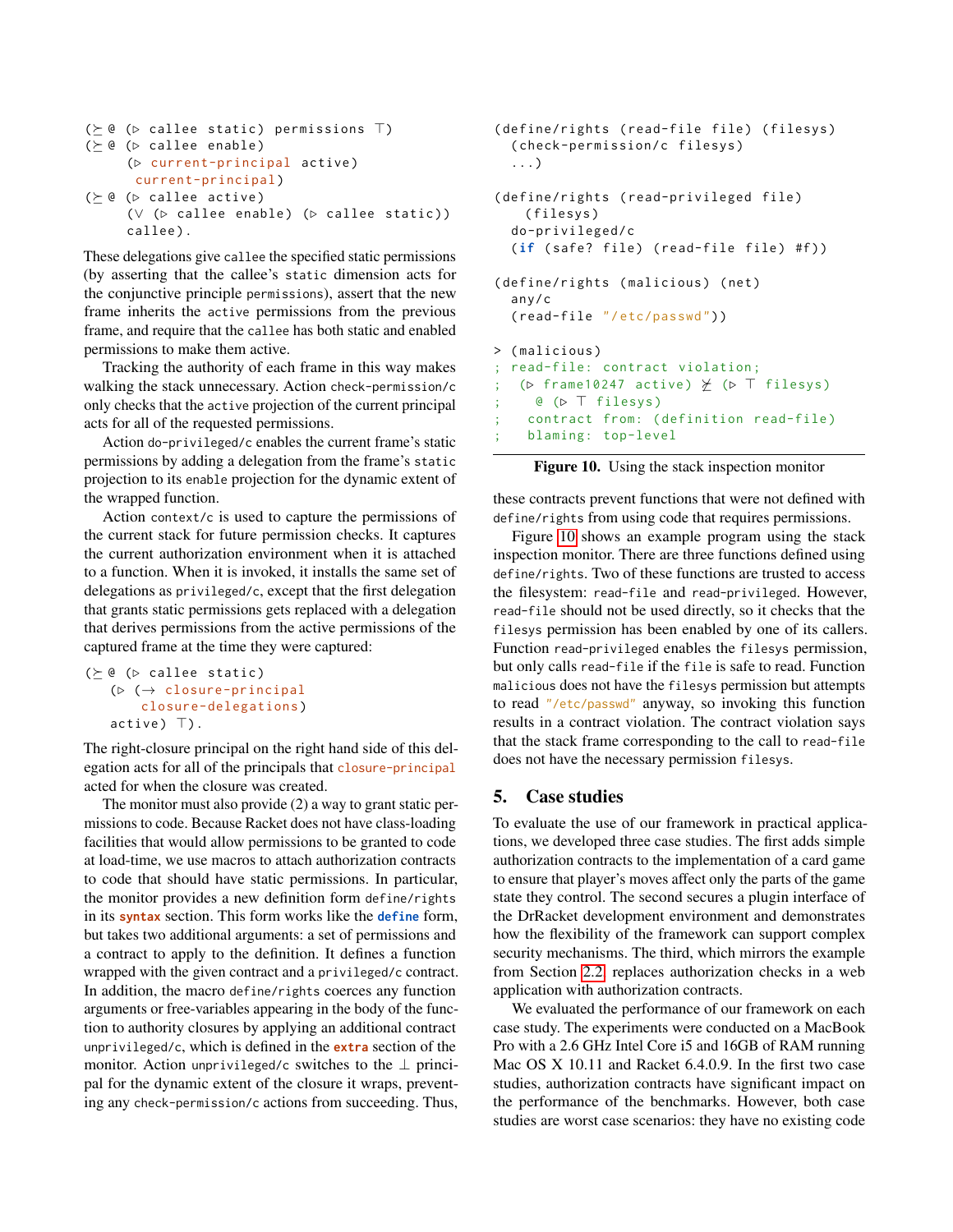```
(⪰ @ (▷ callee static) permissions ⊤)
(⪰ @ (▷ callee enable)
     (▷ current-principal active)
      current-principal)
(⪰ @ (▷ callee active)
     (∨ (▷ callee enable) (▷ callee static))
     callee).
```

These delegations give `callee` the specified static permissions (by asserting that the callee's `static` dimension acts for the conjunctive principle `permissions`), assert that the new frame inherits the `active` permissions from the previous frame, and require that the `callee` has both static and enabled permissions to make them active.

Tracking the authority of each frame in this way makes walking the stack unnecessary. Action `check-permission/c` only checks that the `active` projection of the current principal acts for all of the requested permissions.

Action `do-privileged/c` enables the current frame's static permissions by adding a delegation from the frame's `static` projection to its `enable` projection for the dynamic extent of the wrapped function.

Action `context/c` is used to capture the permissions of the current stack for future permission checks. It captures the current authorization environment when it is attached to a function. When it is invoked, it installs the same set of delegations as `privileged/c`, except that the first delegation that grants static permissions gets replaced with a delegation that derives permissions from the active permissions of the captured frame at the time they were captured:

```
(⪰ @ (▷ callee static)
   (▷ (→ closure-principal
         closure-delegations)
   active) ⊤).
```

The right-closure principal on the right hand side of this delegation acts for all of the principals that `closure-principal` acted for when the closure was created.

The monitor must also provide (2) a way to grant static permissions to code. Because Racket does not have class-loading facilities that would allow permissions to be granted to code at load-time, we use macros to attach authorization contracts to code that should have static permissions. In particular, the monitor provides a new definition form `define/rights` in its **`syntax`** section. This form works like the **`define`** form, but takes two additional arguments: a set of permissions and a contract to apply to the definition. It defines a function wrapped with the given contract and a `privileged/c` contract. In addition, the macro `define/rights` coerces any function arguments or free-variables appearing in the body of the function to authority closures by applying an additional contract `unprivileged/c`, which is defined in the **`extra`** section of the monitor. Action `unprivileged/c` switches to the ⊥ principal for the dynamic extent of the closure it wraps, preventing any `check-permission/c` actions from succeeding. Thus, these contracts prevent functions that were not defined with `define/rights` from using code that requires permissions.

```
(define/rights (read-file file) (filesys)
  (check-permission/c filesys)
  ...)

(define/rights (read-privileged file)
    (filesys)
  do-privileged/c
  (if (safe? file) (read-file file) #f))

(define/rights (malicious) (net)
  any/c
  (read-file "/etc/passwd"))

> (malicious)
; read-file: contract violation;
;  (▷ frame10247 active) ⋡ (▷ ⊤ filesys)
;    @ (▷ ⊤ filesys)
;   contract from: (definition read-file)
;   blaming: top-level
```

**Figure 10.** Using the stack inspection monitor

Figure 10 shows an example program using the stack inspection monitor. There are three functions defined using `define/rights`. Two of these functions are trusted to access the filesystem: `read-file` and `read-privileged`. However, `read-file` should not be used directly, so it checks that the `filesys` permission has been enabled by one of its callers. Function `read-privileged` enables the `filesys` permission, but only calls `read-file` if the `file` is safe to read. Function `malicious` does not have the `filesys` permission but attempts to read `"/etc/passwd"` anyway, so invoking this function results in a contract violation. The contract violation says that the stack frame corresponding to the call to `read-file` does not have the necessary permission `filesys`.

## 5. Case studies

To evaluate the use of our framework in practical applications, we developed three case studies. The first adds simple authorization contracts to the implementation of a card game to ensure that player's moves affect only the parts of the game state they control. The second secures a plugin interface of the DrRacket development environment and demonstrates how the flexibility of the framework can support complex security mechanisms. The third, which mirrors the example from Section 2.2, replaces authorization checks in a web application with authorization contracts.

We evaluated the performance of our framework on each case study. The experiments were conducted on a MacBook Pro with a 2.6 GHz Intel Core i5 and 16GB of RAM running Mac OS X 10.11 and Racket 6.4.0.9. In the first two case studies, authorization contracts have significant impact on the performance of the benchmarks. However, both case studies are worst case scenarios: they have no existing code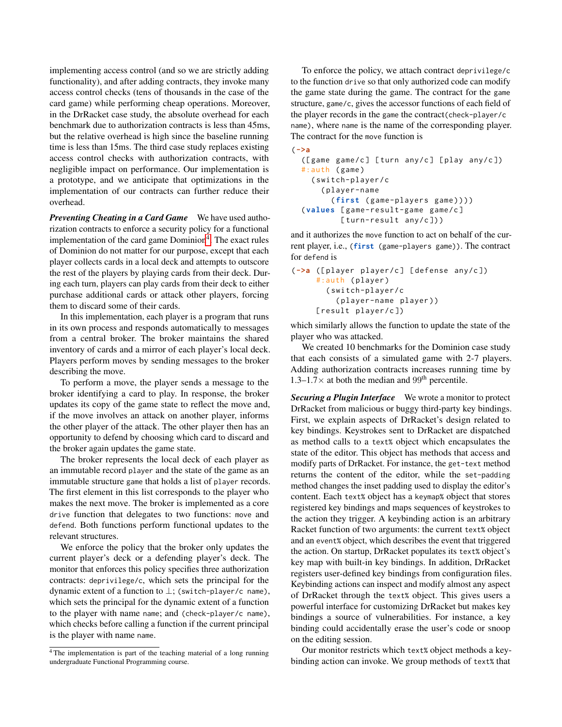implementing access control (and so we are strictly adding functionality), and after adding contracts, they invoke many access control checks (tens of thousands in the case of the card game) while performing cheap operations. Moreover, in the DrRacket case study, the absolute overhead for each benchmark due to authorization contracts is less than 45ms, but the relative overhead is high since the baseline running time is less than 15ms. The third case study replaces existing access control checks with authorization contracts, with negligible impact on performance. Our implementation is a prototype, and we anticipate that optimizations in the implementation of our contracts can further reduce their overhead.

***Preventing Cheating in a Card Game*** We have used authorization contracts to enforce a security policy for a functional implementation of the card game Dominion[4]. The exact rules of Dominion do not matter for our purpose, except that each player collects cards in a local deck and attempts to outscore the rest of the players by playing cards from their deck. During each turn, players can play cards from their deck to either purchase additional cards or attack other players, forcing them to discard some of their cards.

In this implementation, each player is a program that runs in its own process and responds automatically to messages from a central broker. The broker maintains the shared inventory of cards and a mirror of each player's local deck. Players perform moves by sending messages to the broker describing the move.

To perform a move, the player sends a message to the broker identifying a card to play. In response, the broker updates its copy of the game state to reflect the move and, if the move involves an attack on another player, informs the other player of the attack. The other player then has an opportunity to defend by choosing which card to discard and the broker again updates the game state.

The broker represents the local deck of each player as an immutable record `player` and the state of the game as an immutable structure `game` that holds a list of `player` records. The first element in this list corresponds to the player who makes the next move. The broker is implemented as a core `drive` function that delegates to two functions: `move` and `defend`. Both functions perform functional updates to the relevant structures.

We enforce the policy that the broker only updates the current player's deck or a defending player's deck. The monitor that enforces this policy specifies three authorization contracts: `deprivilege/c`, which sets the principal for the dynamic extent of a function to $\bot$; `(switch-player/c name)`, which sets the principal for the dynamic extent of a function to the player with name `name`; and `(check-player/c name)`, which checks before calling a function if the current principal is the player with name `name`.

[4] The implementation is part of the teaching material of a long running undergraduate Functional Programming course.

To enforce the policy, we attach contract `deprivilege/c` to the function `drive` so that only authorized code can modify the game state during the game. The contract for the `game` structure, `game/c`, gives the accessor functions of each field of the player records in the `game` the contract `(check-player/c name)`, where `name` is the name of the corresponding player. The contract for the `move` function is

```
(->a
  ([game game/c] [turn any/c] [play any/c])
  #:auth (game)
    (switch-player/c
      (player-name
        (first (game-players game))))
  (values [game-result-game game/c]
          [turn-result any/c]))
```

and it authorizes the `move` function to act on behalf of the current player, i.e., `(first (game-players game))`. The contract for `defend` is

```
(->a ([player player/c] [defense any/c])
     #:auth (player)
       (switch-player/c
         (player-name player))
     [result player/c])
```

which similarly allows the function to update the state of the player who was attacked.

We created 10 benchmarks for the Dominion case study that each consists of a simulated game with 2-7 players. Adding authorization contracts increases running time by 1.3–1.7$\times$ at both the median and 99$^{\text{th}}$ percentile.

***Securing a Plugin Interface*** We wrote a monitor to protect DrRacket from malicious or buggy third-party key bindings. First, we explain aspects of DrRacket's design related to key bindings. Keystrokes sent to DrRacket are dispatched as method calls to a `text%` object which encapsulates the state of the editor. This object has methods that access and modify parts of DrRacket. For instance, the `get-text` method returns the content of the editor, while the `set-padding` method changes the inset padding used to display the editor's content. Each `text%` object has a `keymap%` object that stores registered key bindings and maps sequences of keystrokes to the action they trigger. A keybinding action is an arbitrary Racket function of two arguments: the current `text%` object and an `event%` object, which describes the event that triggered the action. On startup, DrRacket populates its `text%` object's key map with built-in key bindings. In addition, DrRacket registers user-defined key bindings from configuration files. Keybinding actions can inspect and modify almost any aspect of DrRacket through the `text%` object. This gives users a powerful interface for customizing DrRacket but makes key bindings a source of vulnerabilities. For instance, a key binding could accidentally erase the user's code or snoop on the editing session.

Our monitor restricts which `text%` object methods a keybinding action can invoke. We group methods of `text%` that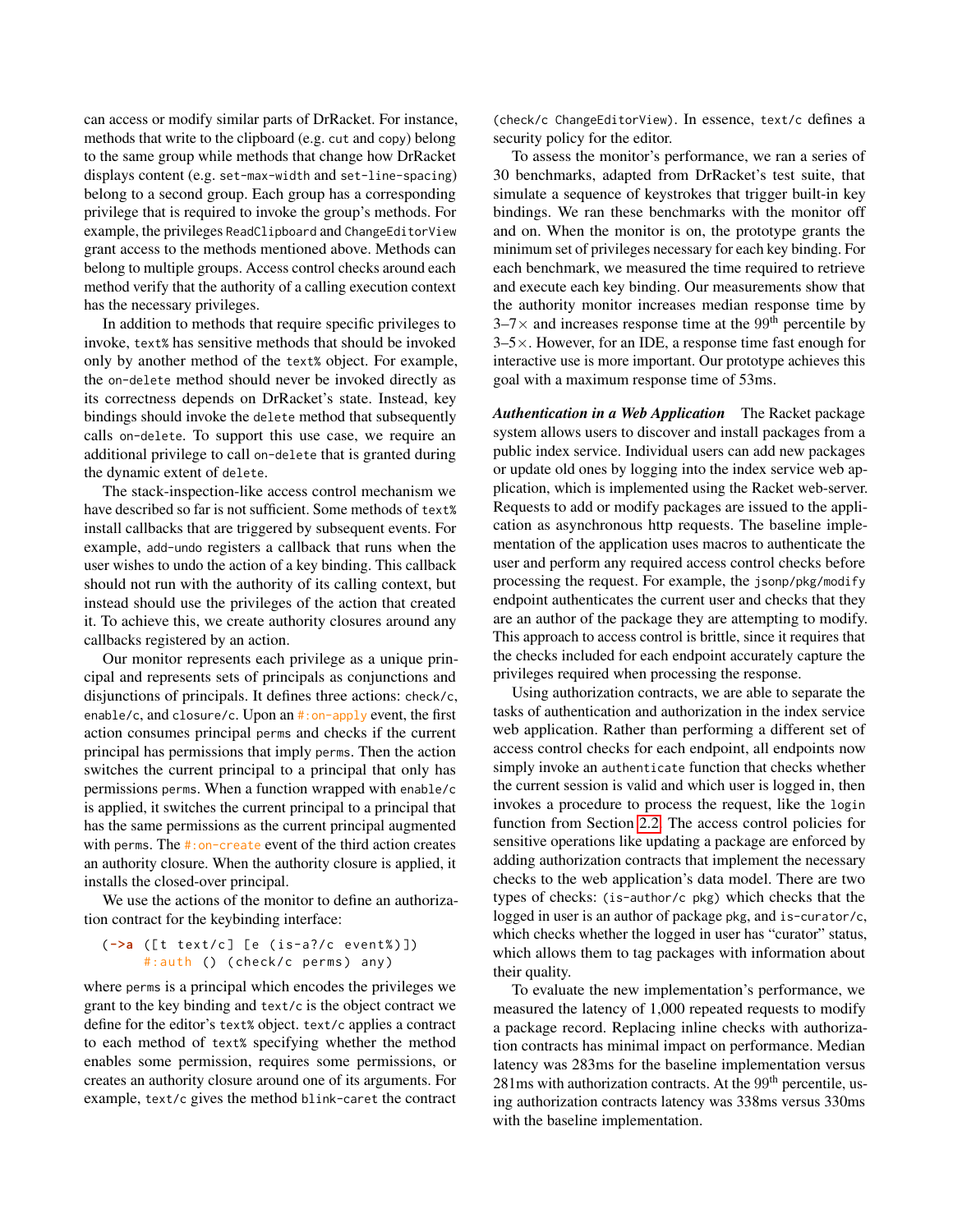can access or modify similar parts of DrRacket. For instance, methods that write to the clipboard (e.g. cut and copy) belong to the same group while methods that change how DrRacket displays content (e.g. set-max-width and set-line-spacing) belong to a second group. Each group has a corresponding privilege that is required to invoke the group's methods. For example, the privileges ReadClipboard and ChangeEditorView grant access to the methods mentioned above. Methods can belong to multiple groups. Access control checks around each method verify that the authority of a calling execution context has the necessary privileges.

In addition to methods that require specific privileges to invoke, text% has sensitive methods that should be invoked only by another method of the text% object. For example, the on-delete method should never be invoked directly as its correctness depends on DrRacket's state. Instead, key bindings should invoke the delete method that subsequently calls on-delete. To support this use case, we require an additional privilege to call on-delete that is granted during the dynamic extent of delete.

The stack-inspection-like access control mechanism we have described so far is not sufficient. Some methods of text% install callbacks that are triggered by subsequent events. For example, add-undo registers a callback that runs when the user wishes to undo the action of a key binding. This callback should not run with the authority of its calling context, but instead should use the privileges of the action that created it. To achieve this, we create authority closures around any callbacks registered by an action.

Our monitor represents each privilege as a unique principal and represents sets of principals as conjunctions and disjunctions of principals. It defines three actions: check/c, enable/c, and closure/c. Upon an #:on-apply event, the first action consumes principal perms and checks if the current principal has permissions that imply perms. Then the action switches the current principal to a principal that only has permissions perms. When a function wrapped with enable/c is applied, it switches the current principal to a principal that has the same permissions as the current principal augmented with perms. The #:on-create event of the third action creates an authority closure. When the authority closure is applied, it installs the closed-over principal.

We use the actions of the monitor to define an authorization contract for the keybinding interface:

```
(->a ([t text/c] [e (is-a?/c event%)])
     #:auth () (check/c perms) any)
```

where perms is a principal which encodes the privileges we grant to the key binding and text/c is the object contract we define for the editor's text% object. text/c applies a contract to each method of text% specifying whether the method enables some permission, requires some permissions, or creates an authority closure around one of its arguments. For example, text/c gives the method blink-caret the contract (check/c ChangeEditorView). In essence, text/c defines a security policy for the editor.

To assess the monitor's performance, we ran a series of 30 benchmarks, adapted from DrRacket's test suite, that simulate a sequence of keystrokes that trigger built-in key bindings. We ran these benchmarks with the monitor off and on. When the monitor is on, the prototype grants the minimum set of privileges necessary for each key binding. For each benchmark, we measured the time required to retrieve and execute each key binding. Our measurements show that the authority monitor increases median response time by 3–7× and increases response time at the 99th percentile by 3–5×. However, for an IDE, a response time fast enough for interactive use is more important. Our prototype achieves this goal with a maximum response time of 53ms.

***Authentication in a Web Application*** The Racket package system allows users to discover and install packages from a public index service. Individual users can add new packages or update old ones by logging into the index service web application, which is implemented using the Racket web-server. Requests to add or modify packages are issued to the application as asynchronous http requests. The baseline implementation of the application uses macros to authenticate the user and perform any required access control checks before processing the request. For example, the jsonp/pkg/modify endpoint authenticates the current user and checks that they are an author of the package they are attempting to modify. This approach to access control is brittle, since it requires that the checks included for each endpoint accurately capture the privileges required when processing the response.

Using authorization contracts, we are able to separate the tasks of authentication and authorization in the index service web application. Rather than performing a different set of access control checks for each endpoint, all endpoints now simply invoke an authenticate function that checks whether the current session is valid and which user is logged in, then invokes a procedure to process the request, like the login function from Section 2.2. The access control policies for sensitive operations like updating a package are enforced by adding authorization contracts that implement the necessary checks to the web application's data model. There are two types of checks: (is-author/c pkg) which checks that the logged in user is an author of package pkg, and is-curator/c, which checks whether the logged in user has "curator" status, which allows them to tag packages with information about their quality.

To evaluate the new implementation's performance, we measured the latency of 1,000 repeated requests to modify a package record. Replacing inline checks with authorization contracts has minimal impact on performance. Median latency was 283ms for the baseline implementation versus 281ms with authorization contracts. At the 99th percentile, using authorization contracts latency was 338ms versus 330ms with the baseline implementation.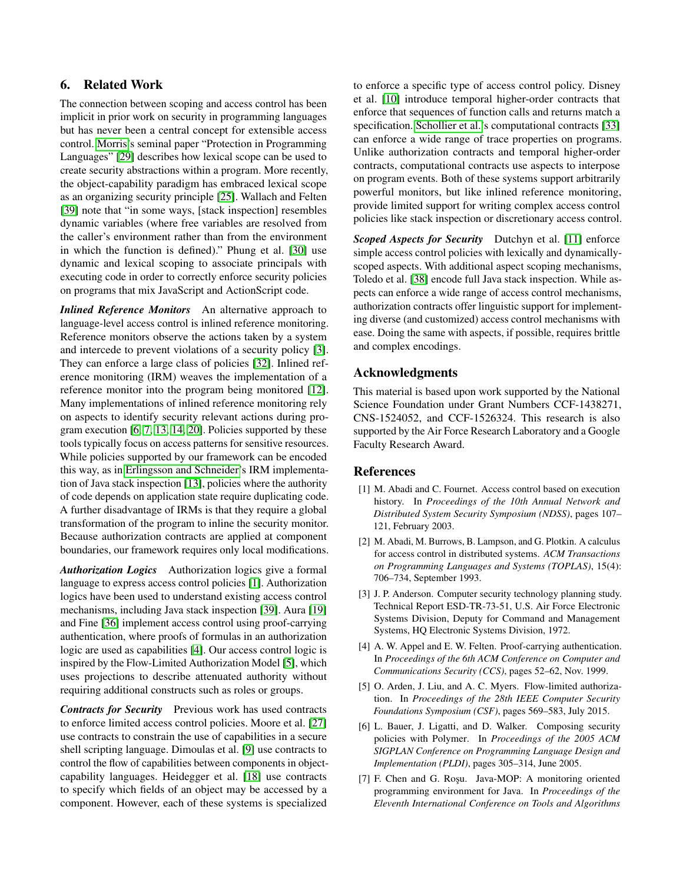## 6. Related Work

The connection between scoping and access control has been implicit in prior work on security in programming languages but has never been a central concept for extensible access control. Morris's seminal paper "Protection in Programming Languages" [29] describes how lexical scope can be used to create security abstractions within a program. More recently, the object-capability paradigm has embraced lexical scope as an organizing security principle [25]. Wallach and Felten [39] note that "in some ways, [stack inspection] resembles dynamic variables (where free variables are resolved from the caller's environment rather than from the environment in which the function is defined)." Phung et al. [30] use dynamic and lexical scoping to associate principals with executing code in order to correctly enforce security policies on programs that mix JavaScript and ActionScript code.

***Inlined Reference Monitors*** An alternative approach to language-level access control is inlined reference monitoring. Reference monitors observe the actions taken by a system and intercede to prevent violations of a security policy [3]. They can enforce a large class of policies [32]. Inlined reference monitoring (IRM) weaves the implementation of a reference monitor into the program being monitored [12]. Many implementations of inlined reference monitoring rely on aspects to identify security relevant actions during program execution [6, 7, 13, 14, 20]. Policies supported by these tools typically focus on access patterns for sensitive resources. While policies supported by our framework can be encoded this way, as in Erlingsson and Schneider's IRM implementation of Java stack inspection [13], policies where the authority of code depends on application state require duplicating code. A further disadvantage of IRMs is that they require a global transformation of the program to inline the security monitor. Because authorization contracts are applied at component boundaries, our framework requires only local modifications.

***Authorization Logics*** Authorization logics give a formal language to express access control policies [1]. Authorization logics have been used to understand existing access control mechanisms, including Java stack inspection [39]. Aura [19] and Fine [36] implement access control using proof-carrying authentication, where proofs of formulas in an authorization logic are used as capabilities [4]. Our access control logic is inspired by the Flow-Limited Authorization Model [5], which uses projections to describe attenuated authority without requiring additional constructs such as roles or groups.

***Contracts for Security*** Previous work has used contracts to enforce limited access control policies. Moore et al. [27] use contracts to constrain the use of capabilities in a secure shell scripting language. Dimoulas et al. [9] use contracts to control the flow of capabilities between components in object-capability languages. Heidegger et al. [18] use contracts to specify which fields of an object may be accessed by a component. However, each of these systems is specialized to enforce a specific type of access control policy. Disney et al. [10] introduce temporal higher-order contracts that enforce that sequences of function calls and returns match a specification. Schollier et al.'s computational contracts [33] can enforce a wide range of trace properties on programs. Unlike authorization contracts and temporal higher-order contracts, computational contracts use aspects to interpose on program events. Both of these systems support arbitrarily powerful monitors, but like inlined reference monitoring, provide limited support for writing complex access control policies like stack inspection or discretionary access control.

***Scoped Aspects for Security*** Dutchyn et al. [11] enforce simple access control policies with lexically and dynamically-scoped aspects. With additional aspect scoping mechanisms, Toledo et al. [38] encode full Java stack inspection. While aspects can enforce a wide range of access control mechanisms, authorization contracts offer linguistic support for implementing diverse (and customized) access control mechanisms with ease. Doing the same with aspects, if possible, requires brittle and complex encodings.

## Acknowledgments

This material is based upon work supported by the National Science Foundation under Grant Numbers CCF-1438271, CNS-1524052, and CCF-1526324. This research is also supported by the Air Force Research Laboratory and a Google Faculty Research Award.

## References

[1] M. Abadi and C. Fournet. Access control based on execution history. In *Proceedings of the 10th Annual Network and Distributed System Security Symposium (NDSS)*, pages 107–121, February 2003.

[2] M. Abadi, M. Burrows, B. Lampson, and G. Plotkin. A calculus for access control in distributed systems. *ACM Transactions on Programming Languages and Systems (TOPLAS)*, 15(4): 706–734, September 1993.

[3] J. P. Anderson. Computer security technology planning study. Technical Report ESD-TR-73-51, U.S. Air Force Electronic Systems Division, Deputy for Command and Management Systems, HQ Electronic Systems Division, 1972.

[4] A. W. Appel and E. W. Felten. Proof-carrying authentication. In *Proceedings of the 6th ACM Conference on Computer and Communications Security (CCS)*, pages 52–62, Nov. 1999.

[5] O. Arden, J. Liu, and A. C. Myers. Flow-limited authorization. In *Proceedings of the 28th IEEE Computer Security Foundations Symposium (CSF)*, pages 569–583, July 2015.

[6] L. Bauer, J. Ligatti, and D. Walker. Composing security policies with Polymer. In *Proceedings of the 2005 ACM SIGPLAN Conference on Programming Language Design and Implementation (PLDI)*, pages 305–314, June 2005.

[7] F. Chen and G. Roşu. Java-MOP: A monitoring oriented programming environment for Java. In *Proceedings of the Eleventh International Conference on Tools and Algorithms*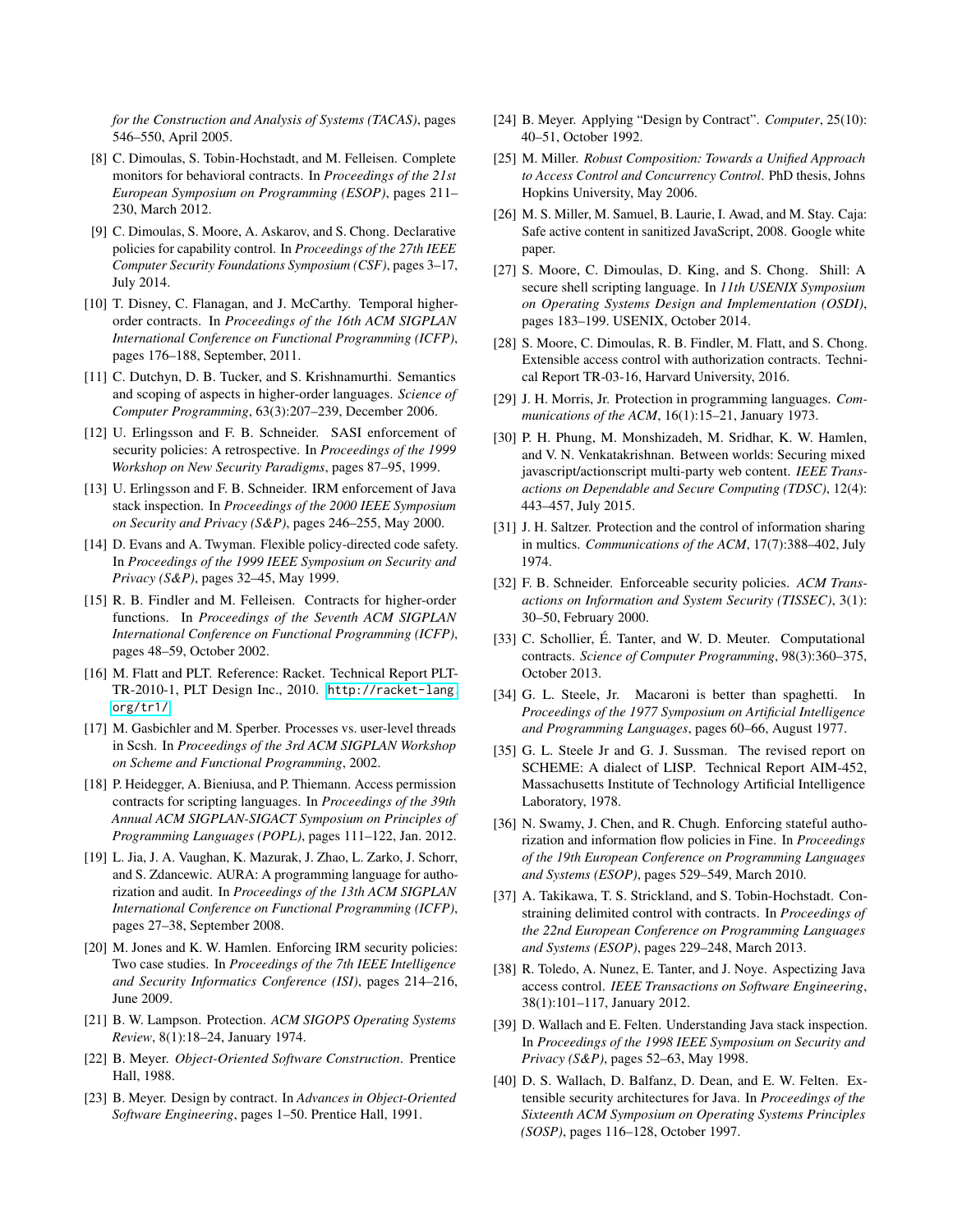*for the Construction and Analysis of Systems (TACAS)*, pages 546–550, April 2005.

[8] C. Dimoulas, S. Tobin-Hochstadt, and M. Felleisen. Complete monitors for behavioral contracts. In *Proceedings of the 21st European Symposium on Programming (ESOP)*, pages 211–230, March 2012.

[9] C. Dimoulas, S. Moore, A. Askarov, and S. Chong. Declarative policies for capability control. In *Proceedings of the 27th IEEE Computer Security Foundations Symposium (CSF)*, pages 3–17, July 2014.

[10] T. Disney, C. Flanagan, and J. McCarthy. Temporal higher-order contracts. In *Proceedings of the 16th ACM SIGPLAN International Conference on Functional Programming (ICFP)*, pages 176–188, September, 2011.

[11] C. Dutchyn, D. B. Tucker, and S. Krishnamurthi. Semantics and scoping of aspects in higher-order languages. *Science of Computer Programming*, 63(3):207–239, December 2006.

[12] U. Erlingsson and F. B. Schneider. SASI enforcement of security policies: A retrospective. In *Proceedings of the 1999 Workshop on New Security Paradigms*, pages 87–95, 1999.

[13] U. Erlingsson and F. B. Schneider. IRM enforcement of Java stack inspection. In *Proceedings of the 2000 IEEE Symposium on Security and Privacy (S&P)*, pages 246–255, May 2000.

[14] D. Evans and A. Twyman. Flexible policy-directed code safety. In *Proceedings of the 1999 IEEE Symposium on Security and Privacy (S&P)*, pages 32–45, May 1999.

[15] R. B. Findler and M. Felleisen. Contracts for higher-order functions. In *Proceedings of the Seventh ACM SIGPLAN International Conference on Functional Programming (ICFP)*, pages 48–59, October 2002.

[16] M. Flatt and PLT. Reference: Racket. Technical Report PLT-TR-2010-1, PLT Design Inc., 2010. `http://racket-lang.org/tr1/`

[17] M. Gasbichler and M. Sperber. Processes vs. user-level threads in Scsh. In *Proceedings of the 3rd ACM SIGPLAN Workshop on Scheme and Functional Programming*, 2002.

[18] P. Heidegger, A. Bieniusa, and P. Thiemann. Access permission contracts for scripting languages. In *Proceedings of the 39th Annual ACM SIGPLAN-SIGACT Symposium on Principles of Programming Languages (POPL)*, pages 111–122, Jan. 2012.

[19] L. Jia, J. A. Vaughan, K. Mazurak, J. Zhao, L. Zarko, J. Schorr, and S. Zdancewic. AURA: A programming language for authorization and audit. In *Proceedings of the 13th ACM SIGPLAN International Conference on Functional Programming (ICFP)*, pages 27–38, September 2008.

[20] M. Jones and K. W. Hamlen. Enforcing IRM security policies: Two case studies. In *Proceedings of the 7th IEEE Intelligence and Security Informatics Conference (ISI)*, pages 214–216, June 2009.

[21] B. W. Lampson. Protection. *ACM SIGOPS Operating Systems Review*, 8(1):18–24, January 1974.

[22] B. Meyer. *Object-Oriented Software Construction*. Prentice Hall, 1988.

[23] B. Meyer. Design by contract. In *Advances in Object-Oriented Software Engineering*, pages 1–50. Prentice Hall, 1991.

[24] B. Meyer. Applying "Design by Contract". *Computer*, 25(10): 40–51, October 1992.

[25] M. Miller. *Robust Composition: Towards a Unified Approach to Access Control and Concurrency Control*. PhD thesis, Johns Hopkins University, May 2006.

[26] M. S. Miller, M. Samuel, B. Laurie, I. Awad, and M. Stay. Caja: Safe active content in sanitized JavaScript, 2008. Google white paper.

[27] S. Moore, C. Dimoulas, D. King, and S. Chong. Shill: A secure shell scripting language. In *11th USENIX Symposium on Operating Systems Design and Implementation (OSDI)*, pages 183–199. USENIX, October 2014.

[28] S. Moore, C. Dimoulas, R. B. Findler, M. Flatt, and S. Chong. Extensible access control with authorization contracts. Technical Report TR-03-16, Harvard University, 2016.

[29] J. H. Morris, Jr. Protection in programming languages. *Communications of the ACM*, 16(1):15–21, January 1973.

[30] P. H. Phung, M. Monshizadeh, M. Sridhar, K. W. Hamlen, and V. N. Venkatakrishnan. Between worlds: Securing mixed javascript/actionscript multi-party web content. *IEEE Transactions on Dependable and Secure Computing (TDSC)*, 12(4): 443–457, July 2015.

[31] J. H. Saltzer. Protection and the control of information sharing in multics. *Communications of the ACM*, 17(7):388–402, July 1974.

[32] F. B. Schneider. Enforceable security policies. *ACM Transactions on Information and System Security (TISSEC)*, 3(1): 30–50, February 2000.

[33] C. Schollier, É. Tanter, and W. D. Meuter. Computational contracts. *Science of Computer Programming*, 98(3):360–375, October 2013.

[34] G. L. Steele, Jr. Macaroni is better than spaghetti. In *Proceedings of the 1977 Symposium on Artificial Intelligence and Programming Languages*, pages 60–66, August 1977.

[35] G. L. Steele Jr and G. J. Sussman. The revised report on SCHEME: A dialect of LISP. Technical Report AIM-452, Massachusetts Institute of Technology Artificial Intelligence Laboratory, 1978.

[36] N. Swamy, J. Chen, and R. Chugh. Enforcing stateful authorization and information flow policies in Fine. In *Proceedings of the 19th European Conference on Programming Languages and Systems (ESOP)*, pages 529–549, March 2010.

[37] A. Takikawa, T. S. Strickland, and S. Tobin-Hochstadt. Constraining delimited control with contracts. In *Proceedings of the 22nd European Conference on Programming Languages and Systems (ESOP)*, pages 229–248, March 2013.

[38] R. Toledo, A. Nunez, E. Tanter, and J. Noye. Aspectizing Java access control. *IEEE Transactions on Software Engineering*, 38(1):101–117, January 2012.

[39] D. Wallach and E. Felten. Understanding Java stack inspection. In *Proceedings of the 1998 IEEE Symposium on Security and Privacy (S&P)*, pages 52–63, May 1998.

[40] D. S. Wallach, D. Balfanz, D. Dean, and E. W. Felten. Extensible security architectures for Java. In *Proceedings of the Sixteenth ACM Symposium on Operating Systems Principles (SOSP)*, pages 116–128, October 1997.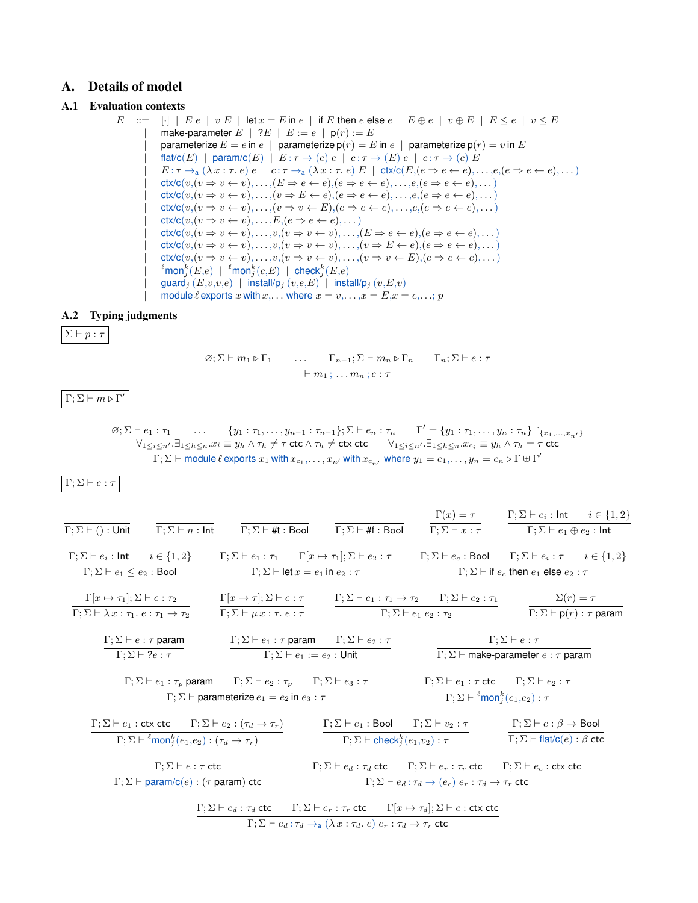## A. Details of model

### A.1 Evaluation contexts

$$
\begin{array}{rcl}
E & ::= & [\cdot] \mid E\ e \mid v\ E \mid \mathsf{let}\ x = E\ \mathsf{in}\ e \mid \mathsf{if}\ E\ \mathsf{then}\ e\ \mathsf{else}\ e \mid E \oplus e \mid v \oplus E \mid E \leq e \mid v \leq E \\
& \mid & \mathsf{make\text{-}parameter}\ E \mid ?E \mid E := e \mid \mathsf{p}(r) := E \\
& \mid & \mathsf{parameterize}\ E = e\ \mathsf{in}\ e \mid \mathsf{parameterize}\ \mathsf{p}(r) = E\ \mathsf{in}\ e \mid \mathsf{parameterize}\ \mathsf{p}(r) = v\ \mathsf{in}\ E \\
& \mid & \mathsf{flat/c}(E) \mid \mathsf{param/c}(E) \mid E : \tau \rightarrow (e)\ e \mid c : \tau \rightarrow (E)\ e \mid c : \tau \rightarrow (c)\ E \\
& \mid & E : \tau \rightarrow_{\mathsf{a}} (\lambda x : \tau .\ e)\ e \mid c : \tau \rightarrow_{\mathsf{a}} (\lambda x : \tau .\ e)\ E \mid \mathsf{ctx/c}(E, (e \Rightarrow e \leftarrow e), \ldots, e, (e \Rightarrow e \leftarrow e), \ldots) \\
& \mid & \mathsf{ctx/c}(v, (v \Rightarrow v \leftarrow v), \ldots, (E \Rightarrow e \leftarrow e), (e \Rightarrow e \leftarrow e), \ldots, e, (e \Rightarrow e \leftarrow e), \ldots) \\
& \mid & \mathsf{ctx/c}(v, (v \Rightarrow v \leftarrow v), \ldots, (v \Rightarrow E \leftarrow e), (e \Rightarrow e \leftarrow e), \ldots, e, (e \Rightarrow e \leftarrow e), \ldots) \\
& \mid & \mathsf{ctx/c}(v, (v \Rightarrow v \leftarrow v), \ldots, (v \Rightarrow v \leftarrow E), (e \Rightarrow e \leftarrow e), \ldots, e, (e \Rightarrow e \leftarrow e), \ldots) \\
& \mid & \mathsf{ctx/c}(v, (v \Rightarrow v \leftarrow v), \ldots, E, (e \Rightarrow e \leftarrow e), \ldots) \\
& \mid & \mathsf{ctx/c}(v, (v \Rightarrow v \leftarrow v), \ldots, v, (v \Rightarrow v \leftarrow v), \ldots, (E \Rightarrow e \leftarrow e), (e \Rightarrow e \leftarrow e), \ldots) \\
& \mid & \mathsf{ctx/c}(v, (v \Rightarrow v \leftarrow v), \ldots, v, (v \Rightarrow v \leftarrow v), \ldots, (v \Rightarrow E \leftarrow e), (e \Rightarrow e \leftarrow e), \ldots) \\
& \mid & \mathsf{ctx/c}(v, (v \Rightarrow v \leftarrow v), \ldots, v, (v \Rightarrow v \leftarrow v), \ldots, (v \Rightarrow v \leftarrow E), (e \Rightarrow e \leftarrow e), \ldots) \\
& \mid & {}^{\ell}\mathsf{mon}^{k}_{j}(E, e) \mid {}^{\ell}\mathsf{mon}^{k}_{j}(c, E) \mid \mathsf{check}^{k}_{j}(E, e) \\
& \mid & \mathsf{guard}_{j}\ (E, v, v, e) \mid \mathsf{install/p}_{j}\ (v, e, E) \mid \mathsf{install/p}_{j}\ (v, E, v) \\
& \mid & \mathsf{module}\ \ell\ \mathsf{exports}\ x\ \mathsf{with}\ x, \ldots\ \mathsf{where}\ x = v, \ldots, x = E, x = e, \ldots ;\ p
\end{array}
$$

### A.2 Typing judgments

$\boxed{\Sigma \vdash p : \tau}$

$$
\frac{\varnothing; \Sigma \vdash m_1 \triangleright \Gamma_1 \qquad \ldots \qquad \Gamma_{n-1}; \Sigma \vdash m_n \triangleright \Gamma_n \qquad \Gamma_n; \Sigma \vdash e : \tau}{\vdash m_1 ; \ldots m_n ; e : \tau}
$$

$\boxed{\Gamma; \Sigma \vdash m \triangleright \Gamma'}$

$$
\frac{\begin{array}{c}\varnothing; \Sigma \vdash e_1 : \tau_1 \qquad \ldots \qquad \{y_1 : \tau_1, \ldots, y_{n-1} : \tau_{n-1}\}; \Sigma \vdash e_n : \tau_n \qquad \Gamma' = \{y_1 : \tau_1, \ldots, y_n : \tau_n\} \upharpoonright_{\{x_1, \ldots, x_{n'}\}} \\ \forall_{1 \leq i \leq n'}. \exists_{1 \leq h \leq n}. x_i \equiv y_h \wedge \tau_h \neq \tau\ \mathsf{ctc} \wedge \tau_h \neq \mathsf{ctx\ ctc} \qquad \forall_{1 \leq i \leq n'}. \exists_{1 \leq h \leq n}. x_{c_i} \equiv y_h \wedge \tau_h = \tau\ \mathsf{ctc}\end{array}}{\Gamma; \Sigma \vdash \mathsf{module}\ \ell\ \mathsf{exports}\ x_1\ \mathsf{with}\ x_{c_1}, \ldots, x_{n'}\ \mathsf{with}\ x_{c_{n'}}\ \mathsf{where}\ y_1 = e_1, \ldots, y_n = e_n \triangleright \Gamma \uplus \Gamma'}
$$

$\boxed{\Gamma; \Sigma \vdash e : \tau}$

$$
\frac{}{\Gamma; \Sigma \vdash () : \mathsf{Unit}} \qquad \frac{}{\Gamma; \Sigma \vdash n : \mathsf{Int}} \qquad \frac{}{\Gamma; \Sigma \vdash \#\mathsf{t} : \mathsf{Bool}} \qquad \frac{}{\Gamma; \Sigma \vdash \#\mathsf{f} : \mathsf{Bool}} \qquad \frac{\Gamma(x) = \tau}{\Gamma; \Sigma \vdash x : \tau} \qquad \frac{\Gamma; \Sigma \vdash e_i : \mathsf{Int} \qquad i \in \{1,2\}}{\Gamma; \Sigma \vdash e_1 \oplus e_2 : \mathsf{Int}}
$$

$$
\frac{\Gamma; \Sigma \vdash e_i : \mathsf{Int} \qquad i \in \{1,2\}}{\Gamma; \Sigma \vdash e_1 \leq e_2 : \mathsf{Bool}} \qquad \frac{\Gamma; \Sigma \vdash e_1 : \tau_1 \qquad \Gamma[x \mapsto \tau_1]; \Sigma \vdash e_2 : \tau}{\Gamma; \Sigma \vdash \mathsf{let}\ x = e_1\ \mathsf{in}\ e_2 : \tau} \qquad \frac{\Gamma; \Sigma \vdash e_c : \mathsf{Bool} \qquad \Gamma; \Sigma \vdash e_i : \tau \qquad i \in \{1,2\}}{\Gamma; \Sigma \vdash \mathsf{if}\ e_c\ \mathsf{then}\ e_1\ \mathsf{else}\ e_2 : \tau}
$$

$$
\frac{\Gamma[x \mapsto \tau_1]; \Sigma \vdash e : \tau_2}{\Gamma; \Sigma \vdash \lambda x : \tau_1 .\ e : \tau_1 \rightarrow \tau_2} \qquad \frac{\Gamma[x \mapsto \tau]; \Sigma \vdash e : \tau}{\Gamma; \Sigma \vdash \mu x : \tau .\ e : \tau} \qquad \frac{\Gamma; \Sigma \vdash e_1 : \tau_1 \rightarrow \tau_2 \qquad \Gamma; \Sigma \vdash e_2 : \tau_1}{\Gamma; \Sigma \vdash e_1\ e_2 : \tau_2} \qquad \frac{\Sigma(r) = \tau}{\Gamma; \Sigma \vdash \mathsf{p}(r) : \tau\ \mathsf{param}}
$$

$$
\frac{\Gamma; \Sigma \vdash e : \tau\ \mathsf{param}}{\Gamma; \Sigma \vdash ?e : \tau} \qquad \frac{\Gamma; \Sigma \vdash e_1 : \tau\ \mathsf{param} \qquad \Gamma; \Sigma \vdash e_2 : \tau}{\Gamma; \Sigma \vdash e_1 := e_2 : \mathsf{Unit}} \qquad \frac{\Gamma; \Sigma \vdash e : \tau}{\Gamma; \Sigma \vdash \mathsf{make\text{-}parameter}\ e : \tau\ \mathsf{param}}
$$

$$
\frac{\Gamma; \Sigma \vdash e_1 : \tau_p\ \mathsf{param} \qquad \Gamma; \Sigma \vdash e_2 : \tau_p \qquad \Gamma; \Sigma \vdash e_3 : \tau}{\Gamma; \Sigma \vdash \mathsf{parameterize}\ e_1 = e_2\ \mathsf{in}\ e_3 : \tau} \qquad \frac{\Gamma; \Sigma \vdash e_1 : \tau\ \mathsf{ctc} \qquad \Gamma; \Sigma \vdash e_2 : \tau}{\Gamma; \Sigma \vdash {}^{\ell}\mathsf{mon}^{k}_{j}(e_1, e_2) : \tau}
$$

$$
\frac{\Gamma; \Sigma \vdash e_1 : \mathsf{ctx\ ctc} \qquad \Gamma; \Sigma \vdash e_2 : (\tau_d \rightarrow \tau_r)}{\Gamma; \Sigma \vdash {}^{\ell}\mathsf{mon}^{k}_{j}(e_1, e_2) : (\tau_d \rightarrow \tau_r)} \qquad \frac{\Gamma; \Sigma \vdash e_1 : \mathsf{Bool} \qquad \Gamma; \Sigma \vdash v_2 : \tau}{\Gamma; \Sigma \vdash \mathsf{check}^{k}_{j}(e_1, v_2) : \tau} \qquad \frac{\Gamma; \Sigma \vdash e : \beta \rightarrow \mathsf{Bool}}{\Gamma; \Sigma \vdash \mathsf{flat/c}(e) : \beta\ \mathsf{ctc}}
$$

$$
\frac{\Gamma; \Sigma \vdash e : \tau\ \mathsf{ctc}}{\Gamma; \Sigma \vdash \mathsf{param/c}(e) : (\tau\ \mathsf{param})\ \mathsf{ctc}} \qquad \frac{\Gamma; \Sigma \vdash e_d : \tau_d\ \mathsf{ctc} \qquad \Gamma; \Sigma \vdash e_r : \tau_r\ \mathsf{ctc} \qquad \Gamma; \Sigma \vdash e_c : \mathsf{ctx\ ctc}}{\Gamma; \Sigma \vdash e_d : \tau_d \rightarrow (e_c)\ e_r : \tau_d \rightarrow \tau_r\ \mathsf{ctc}}
$$

$$
\frac{\Gamma; \Sigma \vdash e_d : \tau_d\ \mathsf{ctc} \qquad \Gamma; \Sigma \vdash e_r : \tau_r\ \mathsf{ctc} \qquad \Gamma[x \mapsto \tau_d]; \Sigma \vdash e : \mathsf{ctx\ ctc}}{\Gamma; \Sigma \vdash e_d : \tau_d \rightarrow_{\mathsf{a}} (\lambda x : \tau_d .\ e)\ e_r : \tau_d \rightarrow \tau_r\ \mathsf{ctc}}
$$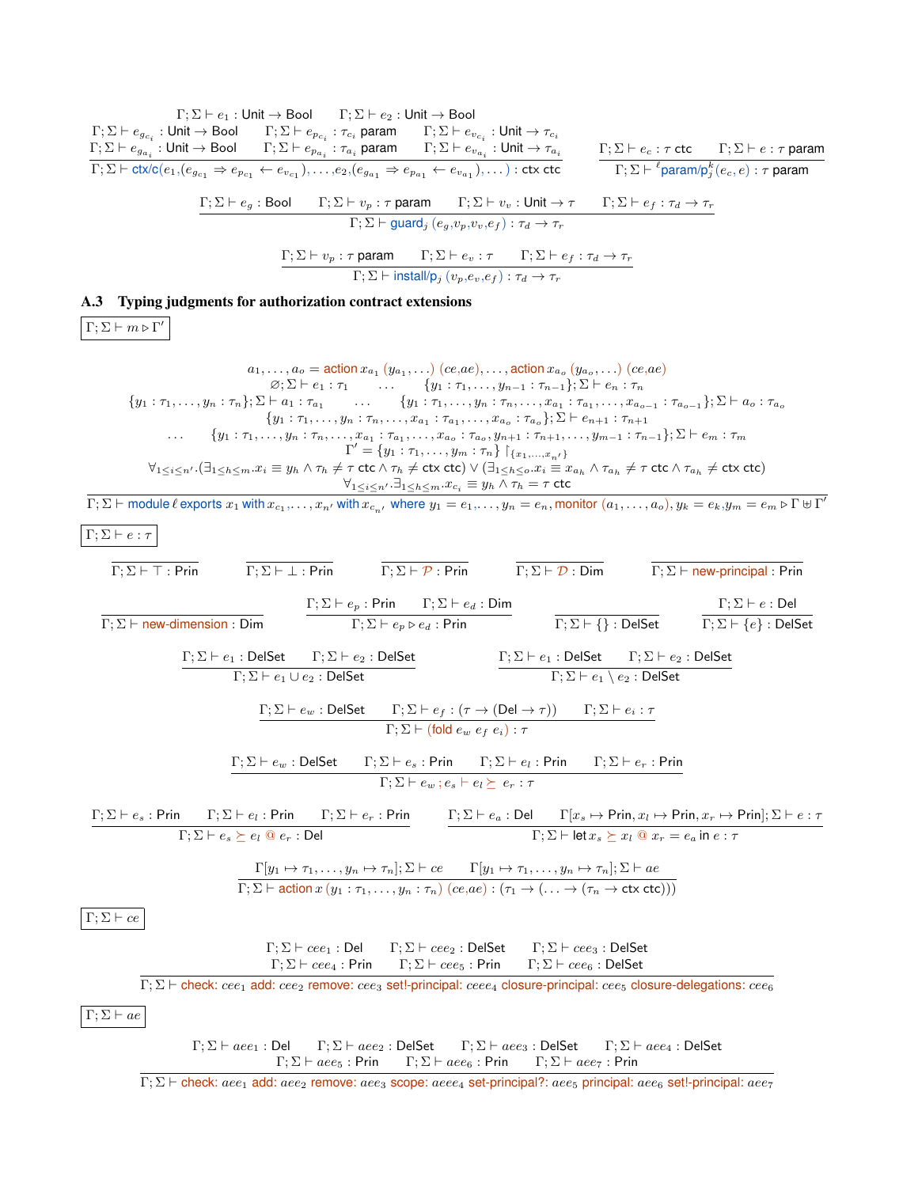$$\frac{\begin{array}{c}\Gamma;\Sigma\vdash e_1 : \mathsf{Unit}\to\mathsf{Bool} \qquad \Gamma;\Sigma\vdash e_2 : \mathsf{Unit}\to\mathsf{Bool}\\ \Gamma;\Sigma\vdash e_{g_{c_i}} : \mathsf{Unit}\to\mathsf{Bool} \qquad \Gamma;\Sigma\vdash e_{p_{c_i}} : \tau_{c_i}\ \mathsf{param} \qquad \Gamma;\Sigma\vdash e_{v_{c_i}} : \mathsf{Unit}\to\tau_{c_i}\\ \Gamma;\Sigma\vdash e_{g_{a_i}} : \mathsf{Unit}\to\mathsf{Bool} \qquad \Gamma;\Sigma\vdash e_{p_{a_i}} : \tau_{a_i}\ \mathsf{param} \qquad \Gamma;\Sigma\vdash e_{v_{a_i}} : \mathsf{Unit}\to\tau_{a_i}\end{array}}{\Gamma;\Sigma\vdash \mathsf{ctx/c}(e_1,(e_{g_{c_1}}\Rightarrow e_{p_{c_1}}\leftarrow e_{v_{c_1}}),\ldots,e_2,(e_{g_{a_1}}\Rightarrow e_{p_{a_1}}\leftarrow e_{v_{a_1}}),\ldots) : \mathsf{ctx\ ctc}}
\qquad
\frac{\Gamma;\Sigma\vdash e_c : \tau\ \mathsf{ctc} \qquad \Gamma;\Sigma\vdash e : \tau\ \mathsf{param}}{\Gamma;\Sigma\vdash {}^{\ell}\mathsf{param/p}_j^k(e_c,e) : \tau\ \mathsf{param}}$$

$$\frac{\Gamma;\Sigma\vdash e_g : \mathsf{Bool} \qquad \Gamma;\Sigma\vdash v_p : \tau\ \mathsf{param} \qquad \Gamma;\Sigma\vdash v_v : \mathsf{Unit}\to\tau \qquad \Gamma;\Sigma\vdash e_f : \tau_d\to\tau_r}{\Gamma;\Sigma\vdash \mathsf{guard}_j\ (e_g,v_p,v_v,e_f) : \tau_d\to\tau_r}$$

$$\frac{\Gamma;\Sigma\vdash v_p : \tau\ \mathsf{param} \qquad \Gamma;\Sigma\vdash e_v : \tau \qquad \Gamma;\Sigma\vdash e_f : \tau_d\to\tau_r}{\Gamma;\Sigma\vdash \mathsf{install/p}_j\ (v_p,e_v,e_f) : \tau_d\to\tau_r}$$

### A.3 Typing judgments for authorization contract extensions

$\boxed{\Gamma;\Sigma\vdash m \triangleright \Gamma'}$

$$\frac{\begin{array}{c}a_1,\ldots,a_o = \mathsf{action}\,x_{a_1}\,(y_{a_1},\ldots)\ (ce,ae),\ldots,\mathsf{action}\,x_{a_o}\,(y_{a_o},\ldots)\ (ce,ae)\\ \varnothing;\Sigma\vdash e_1:\tau_1 \qquad \ldots \qquad \{y_1:\tau_1,\ldots,y_{n-1}:\tau_{n-1}\};\Sigma\vdash e_n:\tau_n\\ \{y_1:\tau_1,\ldots,y_n:\tau_n\};\Sigma\vdash a_1:\tau_{a_1} \qquad \ldots \qquad \{y_1:\tau_1,\ldots,y_n:\tau_n,\ldots,x_{a_1}:\tau_{a_1},\ldots,x_{a_{o-1}}:\tau_{a_{o-1}}\};\Sigma\vdash a_o:\tau_{a_o}\\ \{y_1:\tau_1,\ldots,y_n:\tau_n,\ldots,x_{a_1}:\tau_{a_1},\ldots,x_{a_o}:\tau_{a_o}\};\Sigma\vdash e_{n+1}:\tau_{n+1}\\ \ldots \qquad \{y_1:\tau_1,\ldots,y_n:\tau_n,\ldots,x_{a_1}:\tau_{a_1},\ldots,x_{a_o}:\tau_{a_o},y_{n+1}:\tau_{n+1},\ldots,y_{m-1}:\tau_{n-1}\};\Sigma\vdash e_m:\tau_m\\ \Gamma' = \{y_1:\tau_1,\ldots,y_m:\tau_n\}\restriction_{\{x_1,\ldots,x_{n'}\}}\\ \forall_{1\le i\le n'}.(\exists_{1\le h\le m}.x_i\equiv y_h\wedge\tau_h\ne\tau\ \mathsf{ctc}\wedge\tau_h\ne\mathsf{ctx\ ctc})\vee(\exists_{1\le h\le o}.x_i\equiv x_{a_h}\wedge\tau_{a_h}\ne\tau\ \mathsf{ctc}\wedge\tau_{a_h}\ne\mathsf{ctx\ ctc})\\ \forall_{1\le i\le n'}.\exists_{1\le h\le m}.x_{c_i}\equiv y_h\wedge\tau_h=\tau\ \mathsf{ctc}\end{array}}{\Gamma;\Sigma\vdash \mathsf{module}\,\ell\,\mathsf{exports}\,x_1\,\mathsf{with}\,x_{c_1},\ldots,x_{n'}\,\mathsf{with}\,x_{c_{n'}}\ \mathsf{where}\ y_1=e_1,\ldots,y_n=e_n,\mathsf{monitor}\ (a_1,\ldots,a_o),\ y_k=e_k,y_m=e_m \triangleright \Gamma\uplus\Gamma'}$$

$\boxed{\Gamma;\Sigma\vdash e:\tau}$

$$\frac{}{\Gamma;\Sigma\vdash\top:\mathsf{Prin}} \qquad \frac{}{\Gamma;\Sigma\vdash\bot:\mathsf{Prin}} \qquad \frac{}{\Gamma;\Sigma\vdash\mathcal{P}:\mathsf{Prin}} \qquad \frac{}{\Gamma;\Sigma\vdash\mathcal{D}:\mathsf{Dim}} \qquad \frac{}{\Gamma;\Sigma\vdash\mathsf{new\text{-}principal}:\mathsf{Prin}}$$

$$\frac{}{\Gamma;\Sigma\vdash\mathsf{new\text{-}dimension}:\mathsf{Dim}} \qquad \frac{\Gamma;\Sigma\vdash e_p:\mathsf{Prin} \qquad \Gamma;\Sigma\vdash e_d:\mathsf{Dim}}{\Gamma;\Sigma\vdash e_p\triangleright e_d:\mathsf{Prin}} \qquad \frac{}{\Gamma;\Sigma\vdash\{\}:\mathsf{DelSet}} \qquad \frac{\Gamma;\Sigma\vdash e:\mathsf{Del}}{\Gamma;\Sigma\vdash\{e\}:\mathsf{DelSet}}$$

$$\frac{\Gamma;\Sigma\vdash e_1:\mathsf{DelSet} \qquad \Gamma;\Sigma\vdash e_2:\mathsf{DelSet}}{\Gamma;\Sigma\vdash e_1\cup e_2:\mathsf{DelSet}} \qquad \frac{\Gamma;\Sigma\vdash e_1:\mathsf{DelSet} \qquad \Gamma;\Sigma\vdash e_2:\mathsf{DelSet}}{\Gamma;\Sigma\vdash e_1\setminus e_2:\mathsf{DelSet}}$$

$$\frac{\Gamma;\Sigma\vdash e_w:\mathsf{DelSet} \qquad \Gamma;\Sigma\vdash e_f:(\tau\to(\mathsf{Del}\to\tau)) \qquad \Gamma;\Sigma\vdash e_i:\tau}{\Gamma;\Sigma\vdash(\mathsf{fold}\ e_w\ e_f\ e_i):\tau}$$

$$\frac{\Gamma;\Sigma\vdash e_w:\mathsf{DelSet} \qquad \Gamma;\Sigma\vdash e_s:\mathsf{Prin} \qquad \Gamma;\Sigma\vdash e_l:\mathsf{Prin} \qquad \Gamma;\Sigma\vdash e_r:\mathsf{Prin}}{\Gamma;\Sigma\vdash e_w\,;e_s\vdash e_l\succeq e_r:\tau}$$

$$\frac{\Gamma;\Sigma\vdash e_s:\mathsf{Prin} \qquad \Gamma;\Sigma\vdash e_l:\mathsf{Prin} \qquad \Gamma;\Sigma\vdash e_r:\mathsf{Prin}}{\Gamma;\Sigma\vdash e_s\succeq e_l\ @\ e_r:\mathsf{Del}} \qquad \frac{\Gamma;\Sigma\vdash e_a:\mathsf{Del} \qquad \Gamma[x_s\mapsto\mathsf{Prin},x_l\mapsto\mathsf{Prin},x_r\mapsto\mathsf{Prin}];\Sigma\vdash e:\tau}{\Gamma;\Sigma\vdash\mathsf{let}\,x_s\succeq x_l\ @\ x_r=e_a\ \mathsf{in}\ e:\tau}$$

$$\frac{\Gamma[y_1\mapsto\tau_1,\ldots,y_n\mapsto\tau_n];\Sigma\vdash ce \qquad \Gamma[y_1\mapsto\tau_1,\ldots,y_n\mapsto\tau_n];\Sigma\vdash ae}{\Gamma;\Sigma\vdash\mathsf{action}\,x\,(y_1:\tau_1,\ldots,y_n:\tau_n)\ (ce,ae):(\tau_1\to(\ldots\to(\tau_n\to\mathsf{ctx\ ctc})))}$$

$\boxed{\Gamma;\Sigma\vdash ce}$

$$\frac{\begin{array}{c}\Gamma;\Sigma\vdash cee_1:\mathsf{Del} \qquad \Gamma;\Sigma\vdash cee_2:\mathsf{DelSet} \qquad \Gamma;\Sigma\vdash cee_3:\mathsf{DelSet}\\ \Gamma;\Sigma\vdash cee_4:\mathsf{Prin} \qquad \Gamma;\Sigma\vdash cee_5:\mathsf{Prin} \qquad \Gamma;\Sigma\vdash cee_6:\mathsf{DelSet}\end{array}}{\Gamma;\Sigma\vdash\mathsf{check}{:}\ cee_1\ \mathsf{add}{:}\ cee_2\ \mathsf{remove}{:}\ cee_3\ \mathsf{set!\text{-}principal}{:}\ ceee_4\ \mathsf{closure\text{-}principal}{:}\ cee_5\ \mathsf{closure\text{-}delegations}{:}\ cee_6}$$

$\boxed{\Gamma;\Sigma\vdash ae}$

$$\frac{\begin{array}{c}\Gamma;\Sigma\vdash aee_1:\mathsf{Del} \qquad \Gamma;\Sigma\vdash aee_2:\mathsf{DelSet} \qquad \Gamma;\Sigma\vdash aee_3:\mathsf{DelSet} \qquad \Gamma;\Sigma\vdash aee_4:\mathsf{DelSet}\\ \Gamma;\Sigma\vdash aee_5:\mathsf{Prin} \qquad \Gamma;\Sigma\vdash aee_6:\mathsf{Prin} \qquad \Gamma;\Sigma\vdash aee_7:\mathsf{Prin}\end{array}}{\Gamma;\Sigma\vdash\mathsf{check}{:}\ aee_1\ \mathsf{add}{:}\ aee_2\ \mathsf{remove}{:}\ aee_3\ \mathsf{scope}{:}\ aeee_4\ \mathsf{set!\text{-}principal?}{:}\ aee_5\ \mathsf{principal}{:}\ aee_6\ \mathsf{set!\text{-}principal}{:}\ aee_7}$$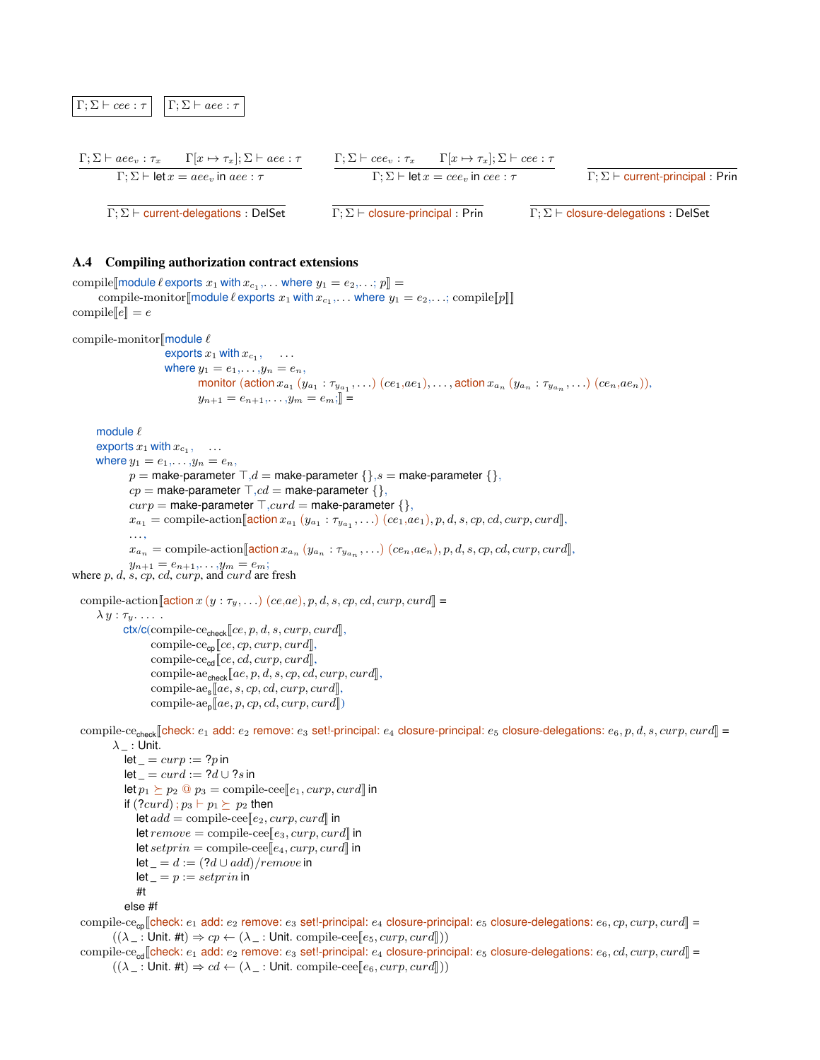$\boxed{\Gamma; \Sigma \vdash cee : \tau}$ $\boxed{\Gamma; \Sigma \vdash aee : \tau}$

$$\frac{\Gamma; \Sigma \vdash aee_v : \tau_x \qquad \Gamma[x \mapsto \tau_x]; \Sigma \vdash aee : \tau}{\Gamma; \Sigma \vdash \mathsf{let}\, x = aee_v\, \mathsf{in}\, aee : \tau} \qquad \frac{\Gamma; \Sigma \vdash cee_v : \tau_x \qquad \Gamma[x \mapsto \tau_x]; \Sigma \vdash cee : \tau}{\Gamma; \Sigma \vdash \mathsf{let}\, x = cee_v\, \mathsf{in}\, cee : \tau} \qquad \frac{}{\Gamma; \Sigma \vdash \textsf{current-principal} : \mathsf{Prin}}$$

$$\frac{}{\Gamma; \Sigma \vdash \textsf{current-delegations} : \mathsf{DelSet}} \qquad \frac{}{\Gamma; \Sigma \vdash \textsf{closure-principal} : \mathsf{Prin}} \qquad \frac{}{\Gamma; \Sigma \vdash \textsf{closure-delegations} : \mathsf{DelSet}}$$

### A.4 Compiling authorization contract extensions

$\text{compile}[\![\textsf{module}\ \ell\ \textsf{exports}\ x_1\ \textsf{with}\ x_{c_1}, \ldots\ \textsf{where}\ y_1 = e_2, \ldots; p]\!] =$
$\quad \text{compile-monitor}[\![\textsf{module}\ \ell\ \textsf{exports}\ x_1\ \textsf{with}\ x_{c_1}, \ldots\ \textsf{where}\ y_1 = e_2, \ldots; \text{compile}[\![p]\!]]\!]$
$\text{compile}[\![e]\!] = e$

$\text{compile-monitor}[\![\textsf{module}\ \ell$
$\quad\quad \textsf{exports}\ x_1\ \textsf{with}\ x_{c_1}, \quad \ldots$
$\quad\quad \textsf{where}\ y_1 = e_1, \ldots, y_n = e_n,$
$\quad\quad\quad \textsf{monitor}\ (\textsf{action}\ x_{a_1}\ (y_{a_1} : \tau_{y_{a_1}}, \ldots)\ (ce_1, ae_1), \ldots, \textsf{action}\ x_{a_n}\ (y_{a_n} : \tau_{y_{a_n}}, \ldots)\ (ce_n, ae_n)),$
$\quad\quad\quad y_{n+1} = e_{n+1}, \ldots, y_m = e_m;]\!] =$

$\textsf{module}\ \ell$
$\textsf{exports}\ x_1\ \textsf{with}\ x_{c_1}, \quad \ldots$
$\textsf{where}\ y_1 = e_1, \ldots, y_n = e_n,$
$\quad p = \textsf{make-parameter}\ \top, d = \textsf{make-parameter}\ \{\}, s = \textsf{make-parameter}\ \{\},$
$\quad cp = \textsf{make-parameter}\ \top, cd = \textsf{make-parameter}\ \{\},$
$\quad curp = \textsf{make-parameter}\ \top, curd = \textsf{make-parameter}\ \{\},$
$\quad x_{a_1} = \text{compile-action}[\![\textsf{action}\ x_{a_1}\ (y_{a_1} : \tau_{y_{a_1}}, \ldots)\ (ce_1, ae_1), p, d, s, cp, cd, curp, curd]\!],$
$\quad \ldots,$
$\quad x_{a_n} = \text{compile-action}[\![\textsf{action}\ x_{a_n}\ (y_{a_n} : \tau_{y_{a_n}}, \ldots)\ (ce_n, ae_n), p, d, s, cp, cd, curp, curd]\!],$
$\quad y_{n+1} = e_{n+1}, \ldots, y_m = e_m;$

where $p$, $d$, $s$, $cp$, $cd$, $curp$, and $curd$ are fresh

$\text{compile-action}[\![\textsf{action}\ x\ (y : \tau_y, \ldots)\ (ce, ae), p, d, s, cp, cd, curp, curd]\!] =$
$\quad \lambda\, y : \tau_y. \ldots.$
$\quad\quad \textsf{ctx/c}(\text{compile-ce}_{\textsf{check}}[\![ce, p, d, s, curp, curd]\!],$
$\quad\quad\quad \text{compile-ce}_{\textsf{cp}}[\![ce, cp, curp, curd]\!],$
$\quad\quad\quad \text{compile-ce}_{\textsf{cd}}[\![ce, cd, curp, curd]\!],$
$\quad\quad\quad \text{compile-ae}_{\textsf{check}}[\![ae, p, d, s, cp, cd, curp, curd]\!],$
$\quad\quad\quad \text{compile-ae}_{\textsf{s}}[\![ae, s, cp, cd, curp, curd]\!],$
$\quad\quad\quad \text{compile-ae}_{\textsf{p}}[\![ae, p, cp, cd, curp, curd]\!])$

$\text{compile-ce}_{\textsf{check}}[\![\textsf{check:}\ e_1\ \textsf{add:}\ e_2\ \textsf{remove:}\ e_3\ \textsf{set!-principal:}\ e_4\ \textsf{closure-principal:}\ e_5\ \textsf{closure-delegations:}\ e_6, p, d, s, curp, curd]\!] =$
$\quad \lambda\, \_ : \mathsf{Unit}.$
$\quad\quad \mathsf{let}\ \_ = curp := ?p\ \mathsf{in}$
$\quad\quad \mathsf{let}\ \_ = curd := ?d \cup ?s\ \mathsf{in}$
$\quad\quad \mathsf{let}\ p_1 \succeq p_2\ @\ p_3 = \text{compile-cee}[\![e_1, curp, curd]\!]\ \mathsf{in}$
$\quad\quad \mathsf{if}\ (?curd)\ ; p_3 \vdash p_1 \succeq p_2\ \mathsf{then}$
$\quad\quad\quad \mathsf{let}\ add = \text{compile-cee}[\![e_2, curp, curd]\!]\ \mathsf{in}$
$\quad\quad\quad \mathsf{let}\ remove = \text{compile-cee}[\![e_3, curp, curd]\!]\ \mathsf{in}$
$\quad\quad\quad \mathsf{let}\ setprin = \text{compile-cee}[\![e_4, curp, curd]\!]\ \mathsf{in}$
$\quad\quad\quad \mathsf{let}\ \_ = d := (?d \cup add)/remove\ \mathsf{in}$
$\quad\quad\quad \mathsf{let}\ \_ = p := setprin\ \mathsf{in}$
$\quad\quad\quad \#\mathsf{t}$
$\quad\quad \mathsf{else}\ \#\mathsf{f}$

$\text{compile-ce}_{\textsf{cp}}[\![\textsf{check:}\ e_1\ \textsf{add:}\ e_2\ \textsf{remove:}\ e_3\ \textsf{set!-principal:}\ e_4\ \textsf{closure-principal:}\ e_5\ \textsf{closure-delegations:}\ e_6, cp, curp, curd]\!] =$
$\quad ((\lambda\, \_ : \mathsf{Unit}.\ \#\mathsf{t}) \Rightarrow cp \leftarrow (\lambda\, \_ : \mathsf{Unit}.\ \text{compile-cee}[\![e_5, curp, curd]\!]))$

$\text{compile-ce}_{\textsf{cd}}[\![\textsf{check:}\ e_1\ \textsf{add:}\ e_2\ \textsf{remove:}\ e_3\ \textsf{set!-principal:}\ e_4\ \textsf{closure-principal:}\ e_5\ \textsf{closure-delegations:}\ e_6, cd, curp, curd]\!] =$
$\quad ((\lambda\, \_ : \mathsf{Unit}.\ \#\mathsf{t}) \Rightarrow cd \leftarrow (\lambda\, \_ : \mathsf{Unit}.\ \text{compile-cee}[\![e_6, curp, curd]\!]))$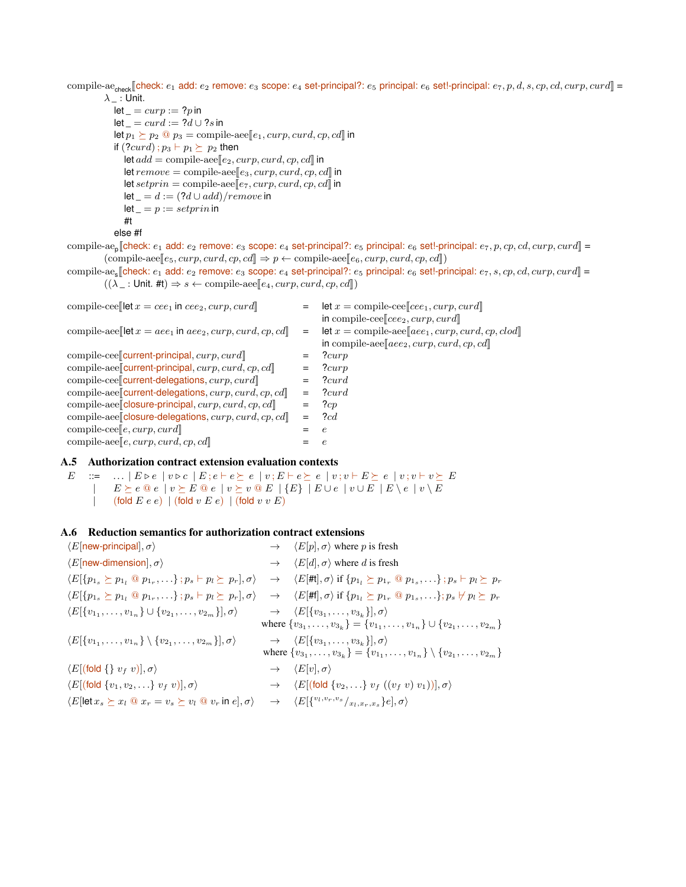$$\text{compile-ae}_{\text{check}}[\![\textsf{check: } e_1 \textsf{ add: } e_2 \textsf{ remove: } e_3 \textsf{ scope: } e_4 \textsf{ set-principal?: } e_5 \textsf{ principal: } e_6 \textsf{ set!-principal: } e_7, p, d, s, cp, cd, curp, curd]\!] =$$

$$\begin{array}{l}
\lambda\,\_ : \text{Unit}. \\
\quad \text{let}\,\_ = curp := ?p \text{ in} \\
\quad \text{let}\,\_ = curd := ?d \cup ?s \text{ in} \\
\quad \text{let}\, p_1 \succeq p_2 \,@\, p_3 = \text{compile-aee}[\![e_1, curp, curd, cp, cd]\!] \text{ in} \\
\quad \text{if } (?curd) \,;\, p_3 \vdash p_1 \succeq p_2 \text{ then} \\
\quad\quad \text{let}\, add = \text{compile-aee}[\![e_2, curp, curd, cp, cd]\!] \text{ in} \\
\quad\quad \text{let}\, remove = \text{compile-aee}[\![e_3, curp, curd, cp, cd]\!] \text{ in} \\
\quad\quad \text{let}\, setprin = \text{compile-aee}[\![e_7, curp, curd, cp, cd]\!] \text{ in} \\
\quad\quad \text{let}\,\_ = d := (?d \cup add)/remove \text{ in} \\
\quad\quad \text{let}\,\_ = p := setprin \text{ in} \\
\quad\quad \#t \\
\quad \text{else } \#f
\end{array}$$

$$\text{compile-ae}_{\text{p}}[\![\textsf{check: } e_1 \textsf{ add: } e_2 \textsf{ remove: } e_3 \textsf{ scope: } e_4 \textsf{ set-principal?: } e_5 \textsf{ principal: } e_6 \textsf{ set!-principal: } e_7, p, cp, cd, curp, curd]\!] =$$
$$\quad (\text{compile-aee}[\![e_5, curp, curd, cp, cd]\!] \Rightarrow p \leftarrow \text{compile-aee}[\![e_6, curp, curd, cp, cd]\!])$$

$$\text{compile-ae}_{\text{s}}[\![\textsf{check: } e_1 \textsf{ add: } e_2 \textsf{ remove: } e_3 \textsf{ scope: } e_4 \textsf{ set-principal?: } e_5 \textsf{ principal: } e_6 \textsf{ set!-principal: } e_7, s, cp, cd, curp, curd]\!] =$$
$$\quad ((\lambda\,\_ : \text{Unit}.\ \#t) \Rightarrow s \leftarrow \text{compile-aee}[\![e_4, curp, curd, cp, cd]\!])$$

$$\begin{array}{lcl}
\text{compile-cee}[\![\text{let}\, x = cee_1 \text{ in } cee_2, curp, curd]\!] & = & \text{let}\, x = \text{compile-cee}[\![cee_1, curp, curd]\!] \\
& & \text{in compile-cee}[\![cee_2, curp, curd]\!] \\
\text{compile-aee}[\![\text{let}\, x = aee_1 \text{ in } aee_2, curp, curd, cp, cd]\!] & = & \text{let}\, x = \text{compile-aee}[\![aee_1, curp, curd, cp, clod]\!] \\
& & \text{in compile-aee}[\![aee_2, curp, curd, cp, cd]\!] \\
\text{compile-cee}[\![\textsf{current-principal}, curp, curd]\!] & = & ?curp \\
\text{compile-aee}[\![\textsf{current-principal}, curp, curd, cp, cd]\!] & = & ?curp \\
\text{compile-cee}[\![\textsf{current-delegations}, curp, curd]\!] & = & ?curd \\
\text{compile-aee}[\![\textsf{current-delegations}, curp, curd, cp, cd]\!] & = & ?curd \\
\text{compile-aee}[\![\textsf{closure-principal}, curp, curd, cp, cd]\!] & = & ?cp \\
\text{compile-aee}[\![\textsf{closure-delegations}, curp, curd, cp, cd]\!] & = & ?cd \\
\text{compile-cee}[\![e, curp, curd]\!] & = & e \\
\text{compile-aee}[\![e, curp, curd, cp, cd]\!] & = & e
\end{array}$$

### A.5 Authorization contract extension evaluation contexts

$$\begin{array}{lcl}
E & ::= & \ldots \mid E \triangleright e \mid v \triangleright c \mid E\,;e \vdash e \succeq e \mid v\,; E \vdash e \succeq e \mid v\,; v \vdash E \succeq e \mid v\,; v \vdash v \succeq E \\
& \mid & E \succeq e \,@\, e \mid v \succeq E \,@\, e \mid v \succeq v \,@\, E \mid \{E\} \mid E \cup e \mid v \cup E \mid E \setminus e \mid v \setminus E \\
& \mid & (\textsf{fold}\ E\ e\ e) \mid (\textsf{fold}\ v\ E\ e) \mid (\textsf{fold}\ v\ v\ E)
\end{array}$$

### A.6 Reduction semantics for authorization contract extensions

$$\begin{array}{lcl}
\langle E[\textsf{new-principal}], \sigma\rangle & \rightarrow & \langle E[p], \sigma\rangle \text{ where } p \text{ is fresh} \\
\langle E[\textsf{new-dimension}], \sigma\rangle & \rightarrow & \langle E[d], \sigma\rangle \text{ where } d \text{ is fresh} \\
\langle E[\{p_{1_s} \succeq p_{1_l} \,@\, p_{1_r}, \ldots\}\,; p_s \vdash p_l \succeq p_r], \sigma\rangle & \rightarrow & \langle E[\#t], \sigma\rangle \text{ if } \{p_{1_l} \succeq p_{1_r} \,@\, p_{1_s}, \ldots\}\,; p_s \vdash p_l \succeq p_r \\
\langle E[\{p_{1_s} \succeq p_{1_l} \,@\, p_{1_r}, \ldots\}\,; p_s \vdash p_l \succeq p_r], \sigma\rangle & \rightarrow & \langle E[\#f], \sigma\rangle \text{ if } \{p_{1_l} \succeq p_{1_r} \,@\, p_{1_s}, \ldots\}; p_s \nvdash p_l \succeq p_r \\
\langle E[\{v_{1_1}, \ldots, v_{1_n}\} \cup \{v_{2_1}, \ldots, v_{2_m}\}], \sigma\rangle & \rightarrow & \langle E[\{v_{3_1}, \ldots, v_{3_k}\}], \sigma\rangle \\
& & \text{where } \{v_{3_1}, \ldots, v_{3_k}\} = \{v_{1_1}, \ldots, v_{1_n}\} \cup \{v_{2_1}, \ldots, v_{2_m}\} \\
\langle E[\{v_{1_1}, \ldots, v_{1_n}\} \setminus \{v_{2_1}, \ldots, v_{2_m}\}], \sigma\rangle & \rightarrow & \langle E[\{v_{3_1}, \ldots, v_{3_k}\}], \sigma\rangle \\
& & \text{where } \{v_{3_1}, \ldots, v_{3_k}\} = \{v_{1_1}, \ldots, v_{1_n}\} \setminus \{v_{2_1}, \ldots, v_{2_m}\} \\
\langle E[(\textsf{fold}\ \{\}\ v_f\ v)], \sigma\rangle & \rightarrow & \langle E[v], \sigma\rangle \\
\langle E[(\textsf{fold}\ \{v_1, v_2, \ldots\}\ v_f\ v)], \sigma\rangle & \rightarrow & \langle E[(\textsf{fold}\ \{v_2, \ldots\}\ v_f\ ((v_f\ v)\ v_1))], \sigma\rangle \\
\langle E[\text{let}\, x_s \succeq x_l \,@\, x_r = v_s \succeq v_l \,@\, v_r \text{ in } e], \sigma\rangle & \rightarrow & \langle E[\{^{v_l, v_r, v_s}/_{x_l, x_r, x_s}\}e], \sigma\rangle
\end{array}$$